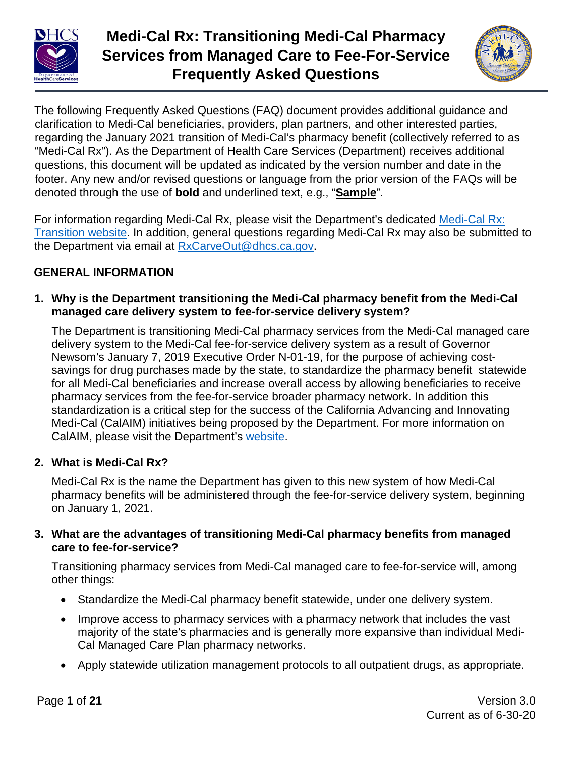# Medi-Cal Rx: Transitioning Medi-Cal Pharmacy Services from Managed Care to Fee-For-Service Frequently Asked Questions

The following Frequently Asked Questions (FAQ) document provides additional guidance and clarification to Medi-Cal beneficiaries, providers, plan partners, and other interested parties, regarding the January 2021 transition of Medi-Cal's pharmacy benefit (collectively referred to as "Medi-Cal Rx"). As the Department of Health Care Services (Department) receives additional questions, this document will be updated as indicated by the version number and date in the footer. Any new and/or revised questions or language from the prior version of the FAQs will be denoted through the use of **bold** and <u>underlined</u> text, e.g., "**<u>Sample</u>**".

For information regarding Medi-Cal Rx, please visit the Department's dedicated [Medi-Cal Rx: Transition website](). In addition, general questions regarding Medi-Cal Rx may also be submitted to the Department via email at [RxCarveOut@dhcs.ca.gov](mailto:RxCarveOut@dhcs.ca.gov).

## GENERAL INFORMATION

**1. Why is the Department transitioning the Medi-Cal pharmacy benefit from the Medi-Cal managed care delivery system to fee-for-service delivery system?**

The Department is transitioning Medi-Cal pharmacy services from the Medi-Cal managed care delivery system to the Medi-Cal fee-for-service delivery system as a result of Governor Newsom's January 7, 2019 Executive Order N-01-19, for the purpose of achieving cost-savings for drug purchases made by the state, to standardize the pharmacy benefit statewide for all Medi-Cal beneficiaries and increase overall access by allowing beneficiaries to receive pharmacy services from the fee-for-service broader pharmacy network. In addition this standardization is a critical step for the success of the California Advancing and Innovating Medi-Cal (CalAIM) initiatives being proposed by the Department. For more information on CalAIM, please visit the Department's [website]().

**2. What is Medi-Cal Rx?**

Medi-Cal Rx is the name the Department has given to this new system of how Medi-Cal pharmacy benefits will be administered through the fee-for-service delivery system, beginning on January 1, 2021.

**3. What are the advantages of transitioning Medi-Cal pharmacy benefits from managed care to fee-for-service?**

Transitioning pharmacy services from Medi-Cal managed care to fee-for-service will, among other things:

- Standardize the Medi-Cal pharmacy benefit statewide, under one delivery system.
- Improve access to pharmacy services with a pharmacy network that includes the vast majority of the state's pharmacies and is generally more expansive than individual Medi-Cal Managed Care Plan pharmacy networks.
- Apply statewide utilization management protocols to all outpatient drugs, as appropriate.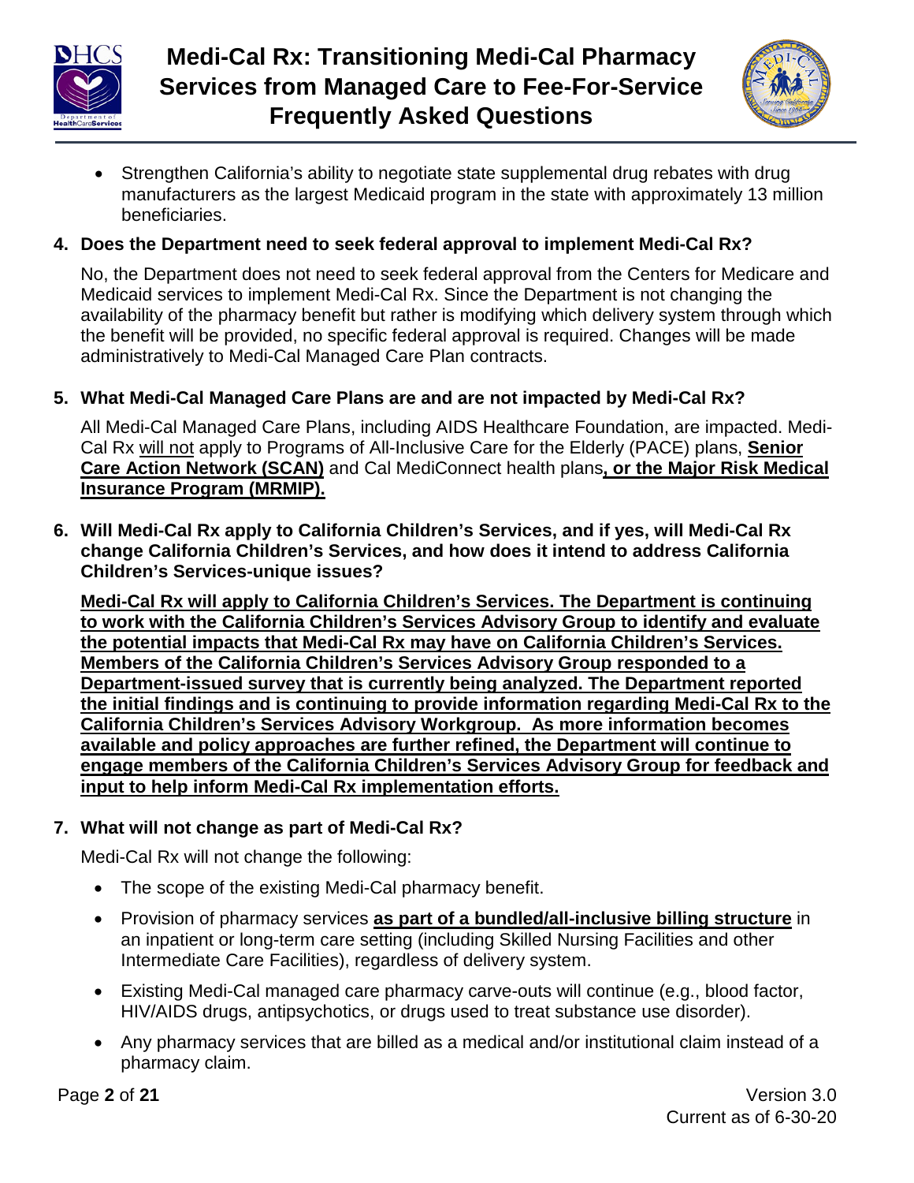- Strengthen California's ability to negotiate state supplemental drug rebates with drug manufacturers as the largest Medicaid program in the state with approximately 13 million beneficiaries.

**4. Does the Department need to seek federal approval to implement Medi-Cal Rx?**

No, the Department does not need to seek federal approval from the Centers for Medicare and Medicaid services to implement Medi-Cal Rx. Since the Department is not changing the availability of the pharmacy benefit but rather is modifying which delivery system through which the benefit will be provided, no specific federal approval is required. Changes will be made administratively to Medi-Cal Managed Care Plan contracts.

**5. What Medi-Cal Managed Care Plans are and are not impacted by Medi-Cal Rx?**

All Medi-Cal Managed Care Plans, including AIDS Healthcare Foundation, are impacted. Medi-Cal Rx will not apply to Programs of All-Inclusive Care for the Elderly (PACE) plans, **Senior Care Action Network (SCAN)** and Cal MediConnect health plans**, or the Major Risk Medical Insurance Program (MRMIP).**

**6. Will Medi-Cal Rx apply to California Children's Services, and if yes, will Medi-Cal Rx change California Children's Services, and how does it intend to address California Children's Services-unique issues?**

**Medi-Cal Rx will apply to California Children's Services. The Department is continuing to work with the California Children's Services Advisory Group to identify and evaluate the potential impacts that Medi-Cal Rx may have on California Children's Services. Members of the California Children's Services Advisory Group responded to a Department-issued survey that is currently being analyzed. The Department reported the initial findings and is continuing to provide information regarding Medi-Cal Rx to the California Children's Services Advisory Workgroup. As more information becomes available and policy approaches are further refined, the Department will continue to engage members of the California Children's Services Advisory Group for feedback and input to help inform Medi-Cal Rx implementation efforts.**

**7. What will not change as part of Medi-Cal Rx?**

Medi-Cal Rx will not change the following:

- The scope of the existing Medi-Cal pharmacy benefit.
- Provision of pharmacy services **as part of a bundled/all-inclusive billing structure** in an inpatient or long-term care setting (including Skilled Nursing Facilities and other Intermediate Care Facilities), regardless of delivery system.
- Existing Medi-Cal managed care pharmacy carve-outs will continue (e.g., blood factor, HIV/AIDS drugs, antipsychotics, or drugs used to treat substance use disorder).
- Any pharmacy services that are billed as a medical and/or institutional claim instead of a pharmacy claim.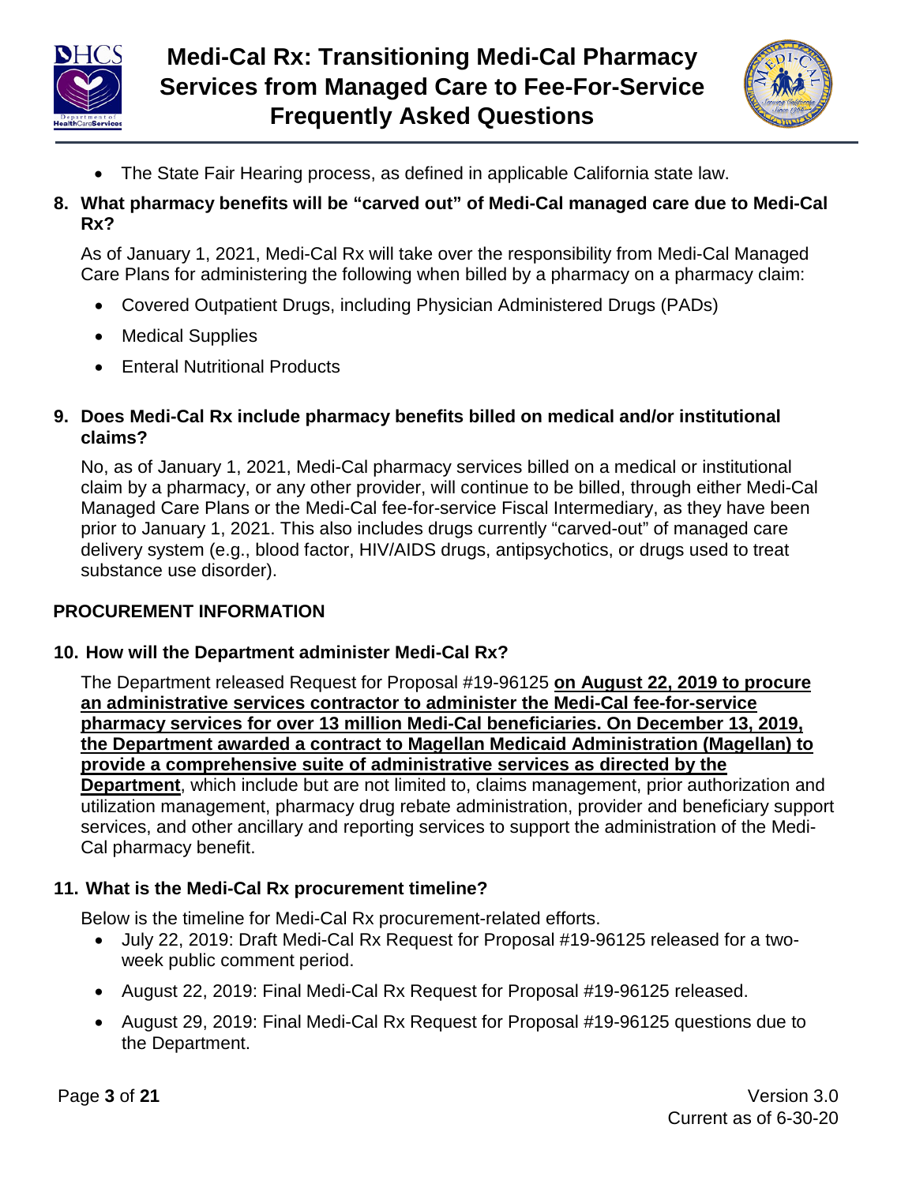- The State Fair Hearing process, as defined in applicable California state law.

**8. What pharmacy benefits will be "carved out" of Medi-Cal managed care due to Medi-Cal Rx?**

As of January 1, 2021, Medi-Cal Rx will take over the responsibility from Medi-Cal Managed Care Plans for administering the following when billed by a pharmacy on a pharmacy claim:

- Covered Outpatient Drugs, including Physician Administered Drugs (PADs)
- Medical Supplies
- Enteral Nutritional Products

**9. Does Medi-Cal Rx include pharmacy benefits billed on medical and/or institutional claims?**

No, as of January 1, 2021, Medi-Cal pharmacy services billed on a medical or institutional claim by a pharmacy, or any other provider, will continue to be billed, through either Medi-Cal Managed Care Plans or the Medi-Cal fee-for-service Fiscal Intermediary, as they have been prior to January 1, 2021. This also includes drugs currently "carved-out" of managed care delivery system (e.g., blood factor, HIV/AIDS drugs, antipsychotics, or drugs used to treat substance use disorder).

## PROCUREMENT INFORMATION

**10. How will the Department administer Medi-Cal Rx?**

The Department released Request for Proposal #19-96125 **on August 22, 2019 to procure an administrative services contractor to administer the Medi-Cal fee-for-service pharmacy services for over 13 million Medi-Cal beneficiaries. On December 13, 2019, the Department awarded a contract to Magellan Medicaid Administration (Magellan) to provide a comprehensive suite of administrative services as directed by the Department**, which include but are not limited to, claims management, prior authorization and utilization management, pharmacy drug rebate administration, provider and beneficiary support services, and other ancillary and reporting services to support the administration of the Medi-Cal pharmacy benefit.

**11. What is the Medi-Cal Rx procurement timeline?**

Below is the timeline for Medi-Cal Rx procurement-related efforts.

- July 22, 2019: Draft Medi-Cal Rx Request for Proposal #19-96125 released for a two-week public comment period.
- August 22, 2019: Final Medi-Cal Rx Request for Proposal #19-96125 released.
- August 29, 2019: Final Medi-Cal Rx Request for Proposal #19-96125 questions due to the Department.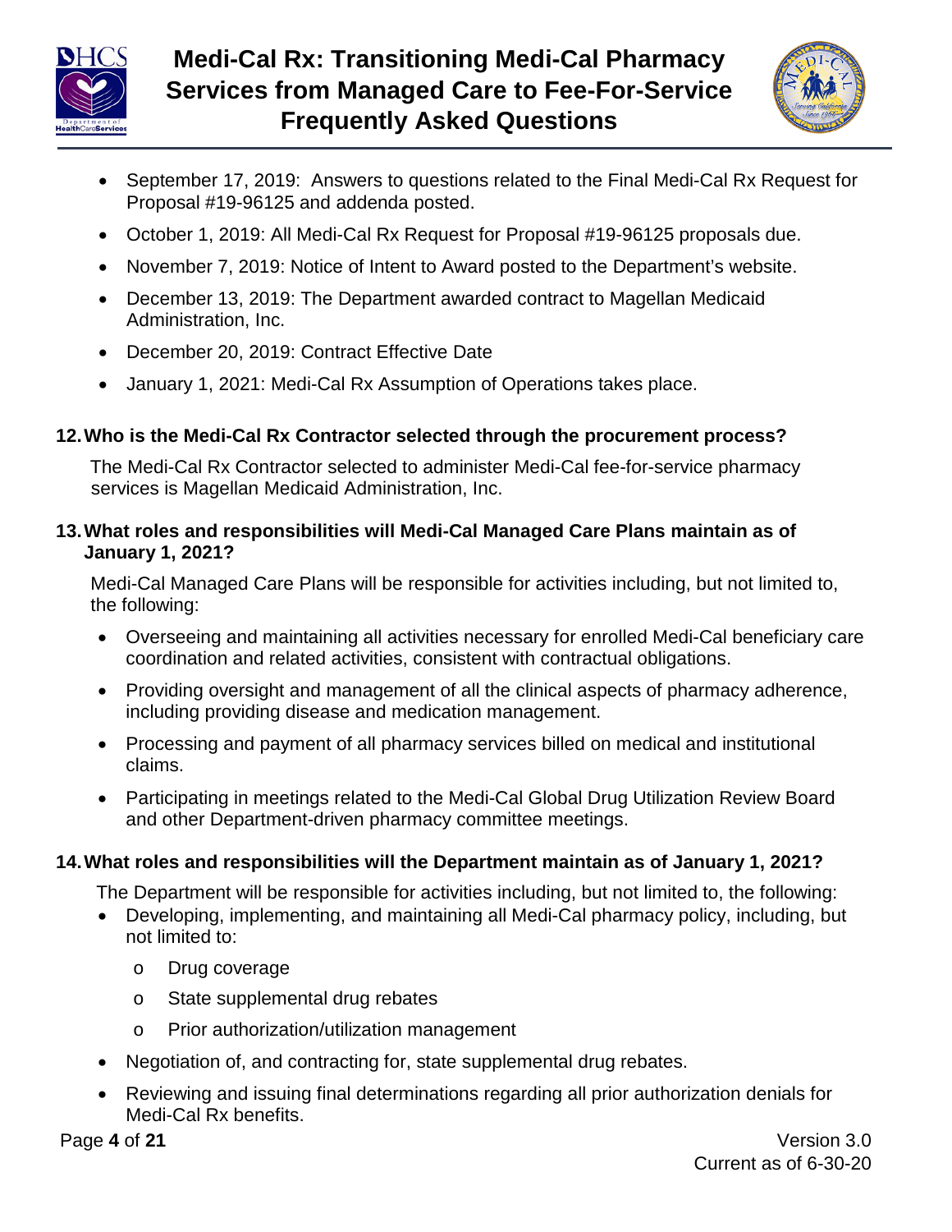- September 17, 2019: Answers to questions related to the Final Medi-Cal Rx Request for Proposal #19-96125 and addenda posted.
- October 1, 2019: All Medi-Cal Rx Request for Proposal #19-96125 proposals due.
- November 7, 2019: Notice of Intent to Award posted to the Department's website.
- December 13, 2019: The Department awarded contract to Magellan Medicaid Administration, Inc.
- December 20, 2019: Contract Effective Date
- January 1, 2021: Medi-Cal Rx Assumption of Operations takes place.

### 12. Who is the Medi-Cal Rx Contractor selected through the procurement process?

The Medi-Cal Rx Contractor selected to administer Medi-Cal fee-for-service pharmacy services is Magellan Medicaid Administration, Inc.

### 13. What roles and responsibilities will Medi-Cal Managed Care Plans maintain as of January 1, 2021?

Medi-Cal Managed Care Plans will be responsible for activities including, but not limited to, the following:

- Overseeing and maintaining all activities necessary for enrolled Medi-Cal beneficiary care coordination and related activities, consistent with contractual obligations.
- Providing oversight and management of all the clinical aspects of pharmacy adherence, including providing disease and medication management.
- Processing and payment of all pharmacy services billed on medical and institutional claims.
- Participating in meetings related to the Medi-Cal Global Drug Utilization Review Board and other Department-driven pharmacy committee meetings.

### 14. What roles and responsibilities will the Department maintain as of January 1, 2021?

The Department will be responsible for activities including, but not limited to, the following:

- Developing, implementing, and maintaining all Medi-Cal pharmacy policy, including, but not limited to:
  - Drug coverage
  - State supplemental drug rebates
  - Prior authorization/utilization management
- Negotiation of, and contracting for, state supplemental drug rebates.
- Reviewing and issuing final determinations regarding all prior authorization denials for Medi-Cal Rx benefits.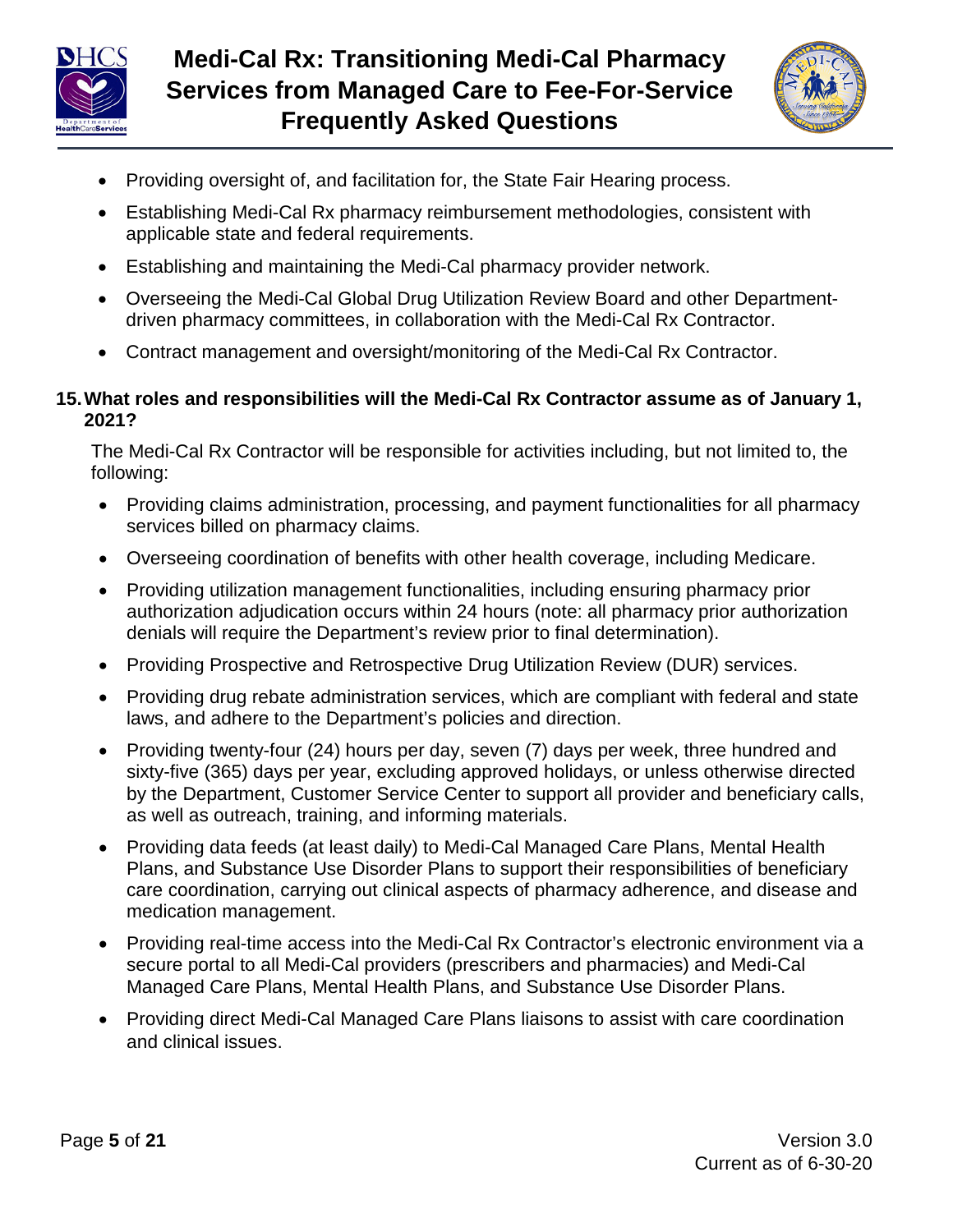- Providing oversight of, and facilitation for, the State Fair Hearing process.
- Establishing Medi-Cal Rx pharmacy reimbursement methodologies, consistent with applicable state and federal requirements.
- Establishing and maintaining the Medi-Cal pharmacy provider network.
- Overseeing the Medi-Cal Global Drug Utilization Review Board and other Department-driven pharmacy committees, in collaboration with the Medi-Cal Rx Contractor.
- Contract management and oversight/monitoring of the Medi-Cal Rx Contractor.

**15. What roles and responsibilities will the Medi-Cal Rx Contractor assume as of January 1, 2021?**

The Medi-Cal Rx Contractor will be responsible for activities including, but not limited to, the following:

- Providing claims administration, processing, and payment functionalities for all pharmacy services billed on pharmacy claims.
- Overseeing coordination of benefits with other health coverage, including Medicare.
- Providing utilization management functionalities, including ensuring pharmacy prior authorization adjudication occurs within 24 hours (note: all pharmacy prior authorization denials will require the Department's review prior to final determination).
- Providing Prospective and Retrospective Drug Utilization Review (DUR) services.
- Providing drug rebate administration services, which are compliant with federal and state laws, and adhere to the Department's policies and direction.
- Providing twenty-four (24) hours per day, seven (7) days per week, three hundred and sixty-five (365) days per year, excluding approved holidays, or unless otherwise directed by the Department, Customer Service Center to support all provider and beneficiary calls, as well as outreach, training, and informing materials.
- Providing data feeds (at least daily) to Medi-Cal Managed Care Plans, Mental Health Plans, and Substance Use Disorder Plans to support their responsibilities of beneficiary care coordination, carrying out clinical aspects of pharmacy adherence, and disease and medication management.
- Providing real-time access into the Medi-Cal Rx Contractor's electronic environment via a secure portal to all Medi-Cal providers (prescribers and pharmacies) and Medi-Cal Managed Care Plans, Mental Health Plans, and Substance Use Disorder Plans.
- Providing direct Medi-Cal Managed Care Plans liaisons to assist with care coordination and clinical issues.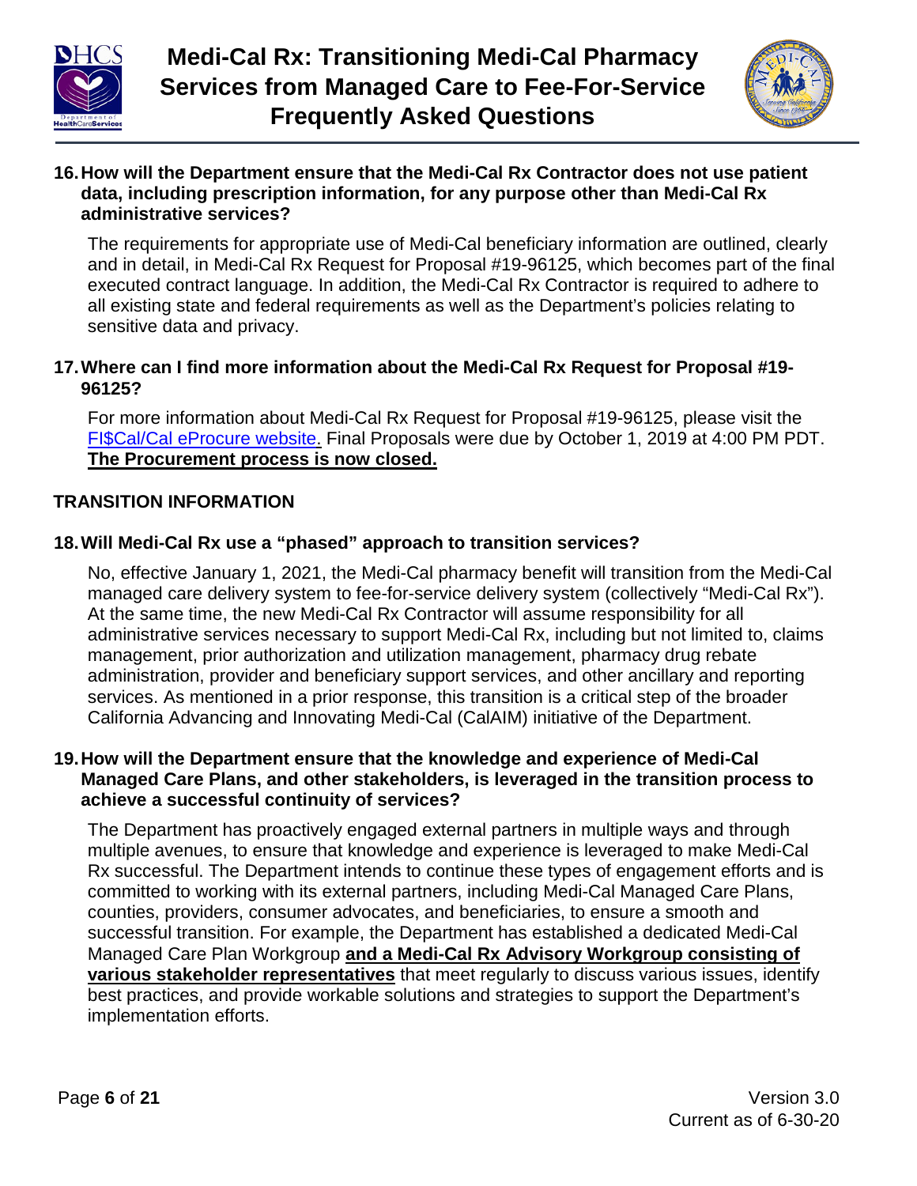16. **How will the Department ensure that the Medi-Cal Rx Contractor does not use patient data, including prescription information, for any purpose other than Medi-Cal Rx administrative services?**

    The requirements for appropriate use of Medi-Cal beneficiary information are outlined, clearly and in detail, in Medi-Cal Rx Request for Proposal #19-96125, which becomes part of the final executed contract language. In addition, the Medi-Cal Rx Contractor is required to adhere to all existing state and federal requirements as well as the Department's policies relating to sensitive data and privacy.

17. **Where can I find more information about the Medi-Cal Rx Request for Proposal #19-96125?**

    For more information about Medi-Cal Rx Request for Proposal #19-96125, please visit the FI$Cal/Cal eProcure website. Final Proposals were due by October 1, 2019 at 4:00 PM PDT. **The Procurement process is now closed.**

## TRANSITION INFORMATION

18. **Will Medi-Cal Rx use a "phased" approach to transition services?**

    No, effective January 1, 2021, the Medi-Cal pharmacy benefit will transition from the Medi-Cal managed care delivery system to fee-for-service delivery system (collectively "Medi-Cal Rx"). At the same time, the new Medi-Cal Rx Contractor will assume responsibility for all administrative services necessary to support Medi-Cal Rx, including but not limited to, claims management, prior authorization and utilization management, pharmacy drug rebate administration, provider and beneficiary support services, and other ancillary and reporting services. As mentioned in a prior response, this transition is a critical step of the broader California Advancing and Innovating Medi-Cal (CalAIM) initiative of the Department.

19. **How will the Department ensure that the knowledge and experience of Medi-Cal Managed Care Plans, and other stakeholders, is leveraged in the transition process to achieve a successful continuity of services?**

    The Department has proactively engaged external partners in multiple ways and through multiple avenues, to ensure that knowledge and experience is leveraged to make Medi-Cal Rx successful. The Department intends to continue these types of engagement efforts and is committed to working with its external partners, including Medi-Cal Managed Care Plans, counties, providers, consumer advocates, and beneficiaries, to ensure a smooth and successful transition. For example, the Department has established a dedicated Medi-Cal Managed Care Plan Workgroup **and a Medi-Cal Rx Advisory Workgroup consisting of various stakeholder representatives** that meet regularly to discuss various issues, identify best practices, and provide workable solutions and strategies to support the Department's implementation efforts.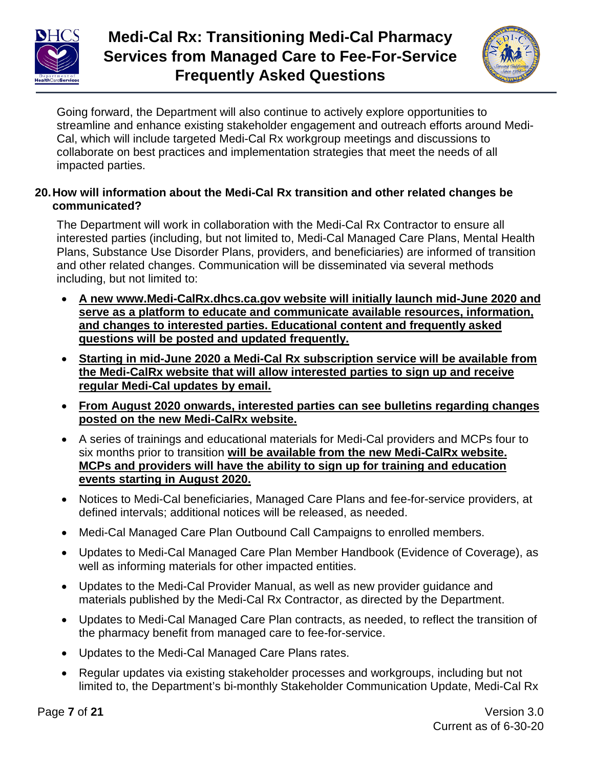Going forward, the Department will also continue to actively explore opportunities to streamline and enhance existing stakeholder engagement and outreach efforts around Medi-Cal, which will include targeted Medi-Cal Rx workgroup meetings and discussions to collaborate on best practices and implementation strategies that meet the needs of all impacted parties.

**20. How will information about the Medi-Cal Rx transition and other related changes be communicated?**

The Department will work in collaboration with the Medi-Cal Rx Contractor to ensure all interested parties (including, but not limited to, Medi-Cal Managed Care Plans, Mental Health Plans, Substance Use Disorder Plans, providers, and beneficiaries) are informed of transition and other related changes. Communication will be disseminated via several methods including, but not limited to:

- <u>**A new www.Medi-CalRx.dhcs.ca.gov website will initially launch mid-June 2020 and serve as a platform to educate and communicate available resources, information, and changes to interested parties. Educational content and frequently asked questions will be posted and updated frequently.**</u>
- <u>**Starting in mid-June 2020 a Medi-Cal Rx subscription service will be available from the Medi-CalRx website that will allow interested parties to sign up and receive regular Medi-Cal updates by email.**</u>
- <u>**From August 2020 onwards, interested parties can see bulletins regarding changes posted on the new Medi-CalRx website.**</u>
- A series of trainings and educational materials for Medi-Cal providers and MCPs four to six months prior to transition <u>**will be available from the new Medi-CalRx website. MCPs and providers will have the ability to sign up for training and education events starting in August 2020.**</u>
- Notices to Medi-Cal beneficiaries, Managed Care Plans and fee-for-service providers, at defined intervals; additional notices will be released, as needed.
- Medi-Cal Managed Care Plan Outbound Call Campaigns to enrolled members.
- Updates to Medi-Cal Managed Care Plan Member Handbook (Evidence of Coverage), as well as informing materials for other impacted entities.
- Updates to the Medi-Cal Provider Manual, as well as new provider guidance and materials published by the Medi-Cal Rx Contractor, as directed by the Department.
- Updates to Medi-Cal Managed Care Plan contracts, as needed, to reflect the transition of the pharmacy benefit from managed care to fee-for-service.
- Updates to the Medi-Cal Managed Care Plans rates.
- Regular updates via existing stakeholder processes and workgroups, including but not limited to, the Department's bi-monthly Stakeholder Communication Update, Medi-Cal Rx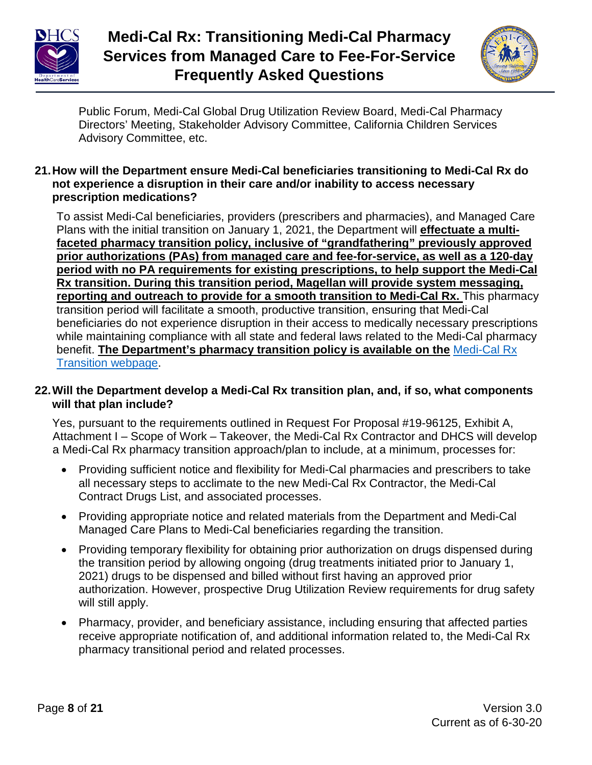Public Forum, Medi-Cal Global Drug Utilization Review Board, Medi-Cal Pharmacy Directors' Meeting, Stakeholder Advisory Committee, California Children Services Advisory Committee, etc.

**21. How will the Department ensure Medi-Cal beneficiaries transitioning to Medi-Cal Rx do not experience a disruption in their care and/or inability to access necessary prescription medications?**

To assist Medi-Cal beneficiaries, providers (prescribers and pharmacies), and Managed Care Plans with the initial transition on January 1, 2021, the Department will **effectuate a multi-faceted pharmacy transition policy, inclusive of "grandfathering" previously approved prior authorizations (PAs) from managed care and fee-for-service, as well as a 120-day period with no PA requirements for existing prescriptions, to help support the Medi-Cal Rx transition. During this transition period, Magellan will provide system messaging, reporting and outreach to provide for a smooth transition to Medi-Cal Rx.** This pharmacy transition period will facilitate a smooth, productive transition, ensuring that Medi-Cal beneficiaries do not experience disruption in their access to medically necessary prescriptions while maintaining compliance with all state and federal laws related to the Medi-Cal pharmacy benefit. **The Department's pharmacy transition policy is available on the** Medi-Cal Rx Transition webpage.

**22. Will the Department develop a Medi-Cal Rx transition plan, and, if so, what components will that plan include?**

Yes, pursuant to the requirements outlined in Request For Proposal #19-96125, Exhibit A, Attachment I – Scope of Work – Takeover, the Medi-Cal Rx Contractor and DHCS will develop a Medi-Cal Rx pharmacy transition approach/plan to include, at a minimum, processes for:

- Providing sufficient notice and flexibility for Medi-Cal pharmacies and prescribers to take all necessary steps to acclimate to the new Medi-Cal Rx Contractor, the Medi-Cal Contract Drugs List, and associated processes.
- Providing appropriate notice and related materials from the Department and Medi-Cal Managed Care Plans to Medi-Cal beneficiaries regarding the transition.
- Providing temporary flexibility for obtaining prior authorization on drugs dispensed during the transition period by allowing ongoing (drug treatments initiated prior to January 1, 2021) drugs to be dispensed and billed without first having an approved prior authorization. However, prospective Drug Utilization Review requirements for drug safety will still apply.
- Pharmacy, provider, and beneficiary assistance, including ensuring that affected parties receive appropriate notification of, and additional information related to, the Medi-Cal Rx pharmacy transitional period and related processes.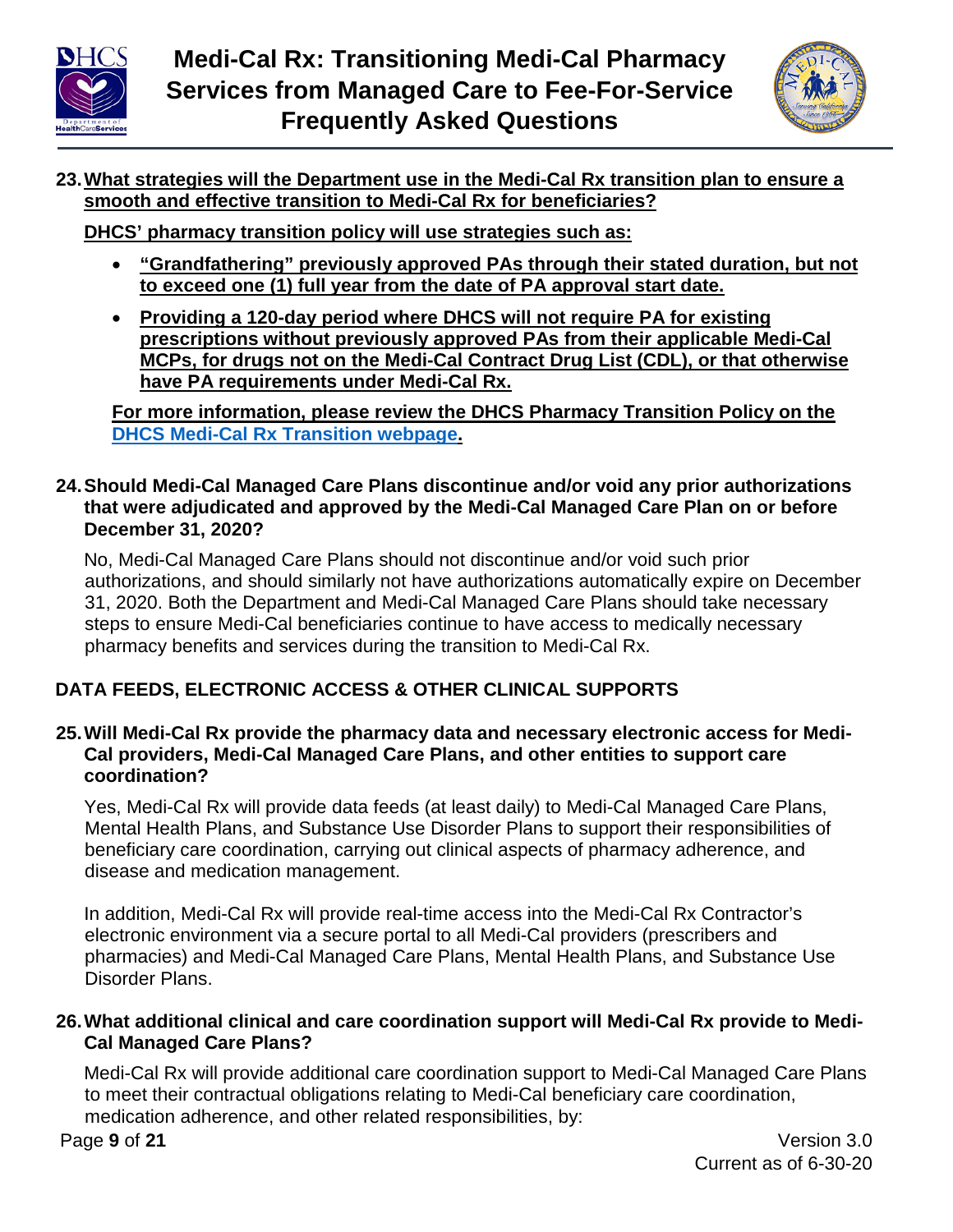23. **<u>What strategies will the Department use in the Medi-Cal Rx transition plan to ensure a smooth and effective transition to Medi-Cal Rx for beneficiaries?</u>**

**<u>DHCS' pharmacy transition policy will use strategies such as:</u>**

- **<u>"Grandfathering" previously approved PAs through their stated duration, but not to exceed one (1) full year from the date of PA approval start date.</u>**
- **<u>Providing a 120-day period where DHCS will not require PA for existing prescriptions without previously approved PAs from their applicable Medi-Cal MCPs, for drugs not on the Medi-Cal Contract Drug List (CDL), or that otherwise have PA requirements under Medi-Cal Rx.</u>**

**<u>For more information, please review the DHCS Pharmacy Transition Policy on the [DHCS Medi-Cal Rx Transition webpage](DHCS Medi-Cal Rx Transition webpage).</u>**

24. **Should Medi-Cal Managed Care Plans discontinue and/or void any prior authorizations that were adjudicated and approved by the Medi-Cal Managed Care Plan on or before December 31, 2020?**

No, Medi-Cal Managed Care Plans should not discontinue and/or void such prior authorizations, and should similarly not have authorizations automatically expire on December 31, 2020. Both the Department and Medi-Cal Managed Care Plans should take necessary steps to ensure Medi-Cal beneficiaries continue to have access to medically necessary pharmacy benefits and services during the transition to Medi-Cal Rx.

## DATA FEEDS, ELECTRONIC ACCESS & OTHER CLINICAL SUPPORTS

25. **Will Medi-Cal Rx provide the pharmacy data and necessary electronic access for Medi-Cal providers, Medi-Cal Managed Care Plans, and other entities to support care coordination?**

Yes, Medi-Cal Rx will provide data feeds (at least daily) to Medi-Cal Managed Care Plans, Mental Health Plans, and Substance Use Disorder Plans to support their responsibilities of beneficiary care coordination, carrying out clinical aspects of pharmacy adherence, and disease and medication management.

In addition, Medi-Cal Rx will provide real-time access into the Medi-Cal Rx Contractor's electronic environment via a secure portal to all Medi-Cal providers (prescribers and pharmacies) and Medi-Cal Managed Care Plans, Mental Health Plans, and Substance Use Disorder Plans.

26. **What additional clinical and care coordination support will Medi-Cal Rx provide to Medi-Cal Managed Care Plans?**

Medi-Cal Rx will provide additional care coordination support to Medi-Cal Managed Care Plans to meet their contractual obligations relating to Medi-Cal beneficiary care coordination, medication adherence, and other related responsibilities, by: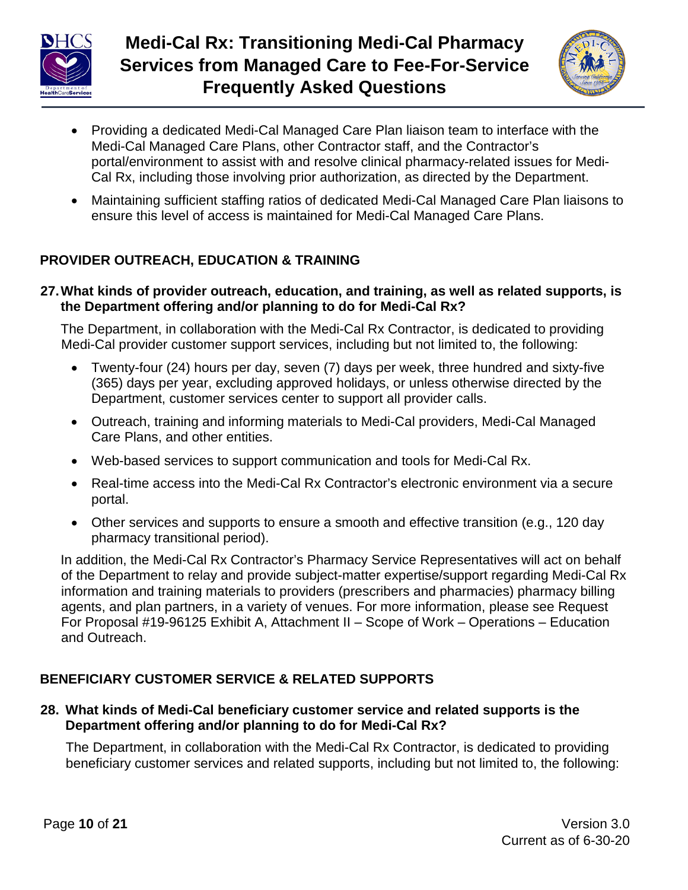- Providing a dedicated Medi-Cal Managed Care Plan liaison team to interface with the Medi-Cal Managed Care Plans, other Contractor staff, and the Contractor's portal/environment to assist with and resolve clinical pharmacy-related issues for Medi-Cal Rx, including those involving prior authorization, as directed by the Department.
- Maintaining sufficient staffing ratios of dedicated Medi-Cal Managed Care Plan liaisons to ensure this level of access is maintained for Medi-Cal Managed Care Plans.

## PROVIDER OUTREACH, EDUCATION & TRAINING

**27. What kinds of provider outreach, education, and training, as well as related supports, is the Department offering and/or planning to do for Medi-Cal Rx?**

The Department, in collaboration with the Medi-Cal Rx Contractor, is dedicated to providing Medi-Cal provider customer support services, including but not limited to, the following:

- Twenty-four (24) hours per day, seven (7) days per week, three hundred and sixty-five (365) days per year, excluding approved holidays, or unless otherwise directed by the Department, customer services center to support all provider calls.
- Outreach, training and informing materials to Medi-Cal providers, Medi-Cal Managed Care Plans, and other entities.
- Web-based services to support communication and tools for Medi-Cal Rx.
- Real-time access into the Medi-Cal Rx Contractor's electronic environment via a secure portal.
- Other services and supports to ensure a smooth and effective transition (e.g., 120 day pharmacy transitional period).

In addition, the Medi-Cal Rx Contractor's Pharmacy Service Representatives will act on behalf of the Department to relay and provide subject-matter expertise/support regarding Medi-Cal Rx information and training materials to providers (prescribers and pharmacies) pharmacy billing agents, and plan partners, in a variety of venues. For more information, please see Request For Proposal #19-96125 Exhibit A, Attachment II – Scope of Work – Operations – Education and Outreach.

## BENEFICIARY CUSTOMER SERVICE & RELATED SUPPORTS

**28. What kinds of Medi-Cal beneficiary customer service and related supports is the Department offering and/or planning to do for Medi-Cal Rx?**

The Department, in collaboration with the Medi-Cal Rx Contractor, is dedicated to providing beneficiary customer services and related supports, including but not limited to, the following: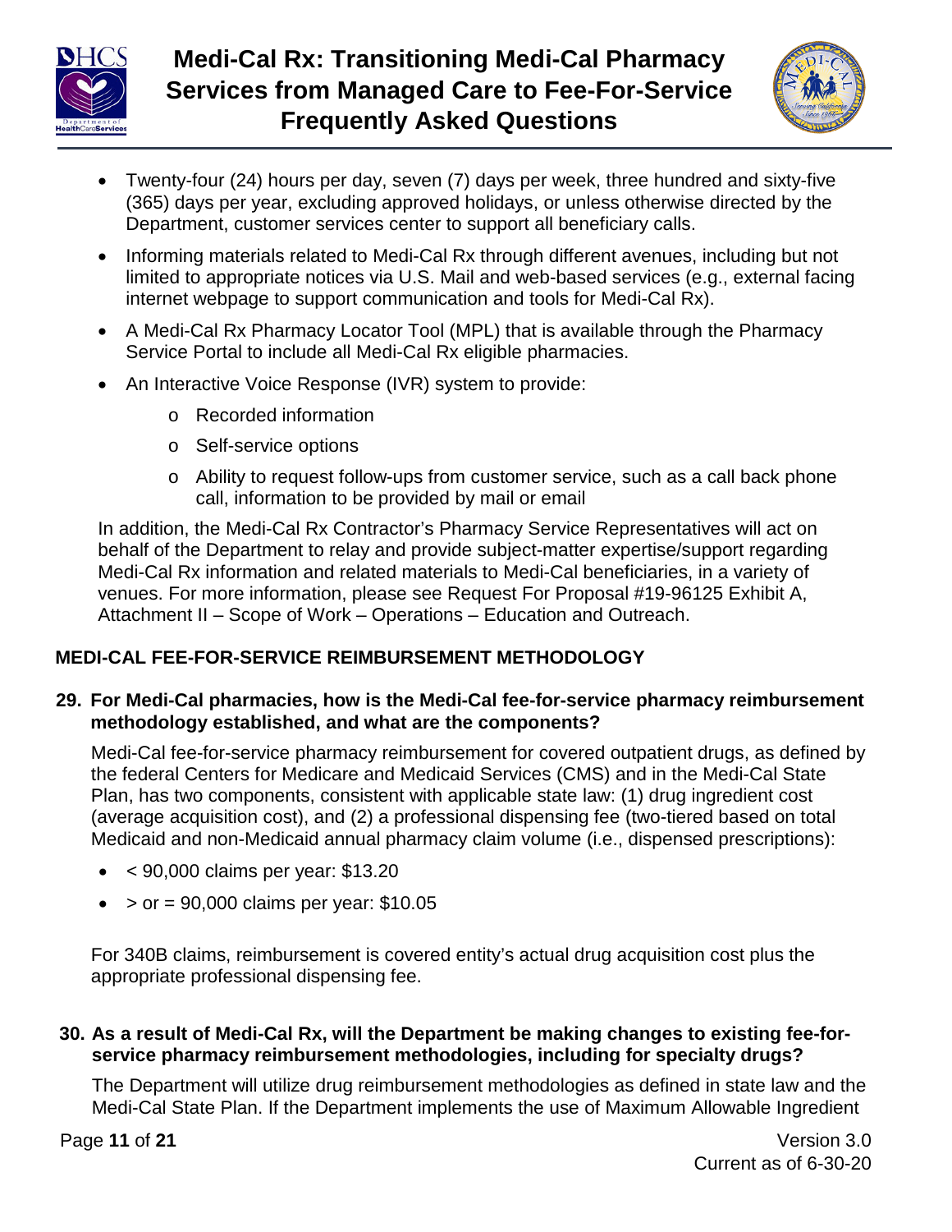- Twenty-four (24) hours per day, seven (7) days per week, three hundred and sixty-five (365) days per year, excluding approved holidays, or unless otherwise directed by the Department, customer services center to support all beneficiary calls.
- Informing materials related to Medi-Cal Rx through different avenues, including but not limited to appropriate notices via U.S. Mail and web-based services (e.g., external facing internet webpage to support communication and tools for Medi-Cal Rx).
- A Medi-Cal Rx Pharmacy Locator Tool (MPL) that is available through the Pharmacy Service Portal to include all Medi-Cal Rx eligible pharmacies.
- An Interactive Voice Response (IVR) system to provide:
  - Recorded information
  - Self-service options
  - Ability to request follow-ups from customer service, such as a call back phone call, information to be provided by mail or email

In addition, the Medi-Cal Rx Contractor's Pharmacy Service Representatives will act on behalf of the Department to relay and provide subject-matter expertise/support regarding Medi-Cal Rx information and related materials to Medi-Cal beneficiaries, in a variety of venues. For more information, please see Request For Proposal #19-96125 Exhibit A, Attachment II – Scope of Work – Operations – Education and Outreach.

## MEDI-CAL FEE-FOR-SERVICE REIMBURSEMENT METHODOLOGY

**29. For Medi-Cal pharmacies, how is the Medi-Cal fee-for-service pharmacy reimbursement methodology established, and what are the components?**

Medi-Cal fee-for-service pharmacy reimbursement for covered outpatient drugs, as defined by the federal Centers for Medicare and Medicaid Services (CMS) and in the Medi-Cal State Plan, has two components, consistent with applicable state law: (1) drug ingredient cost (average acquisition cost), and (2) a professional dispensing fee (two-tiered based on total Medicaid and non-Medicaid annual pharmacy claim volume (i.e., dispensed prescriptions):

- < 90,000 claims per year: $13.20
- > or = 90,000 claims per year: $10.05

For 340B claims, reimbursement is covered entity's actual drug acquisition cost plus the appropriate professional dispensing fee.

**30. As a result of Medi-Cal Rx, will the Department be making changes to existing fee-for-service pharmacy reimbursement methodologies, including for specialty drugs?**

The Department will utilize drug reimbursement methodologies as defined in state law and the Medi-Cal State Plan. If the Department implements the use of Maximum Allowable Ingredient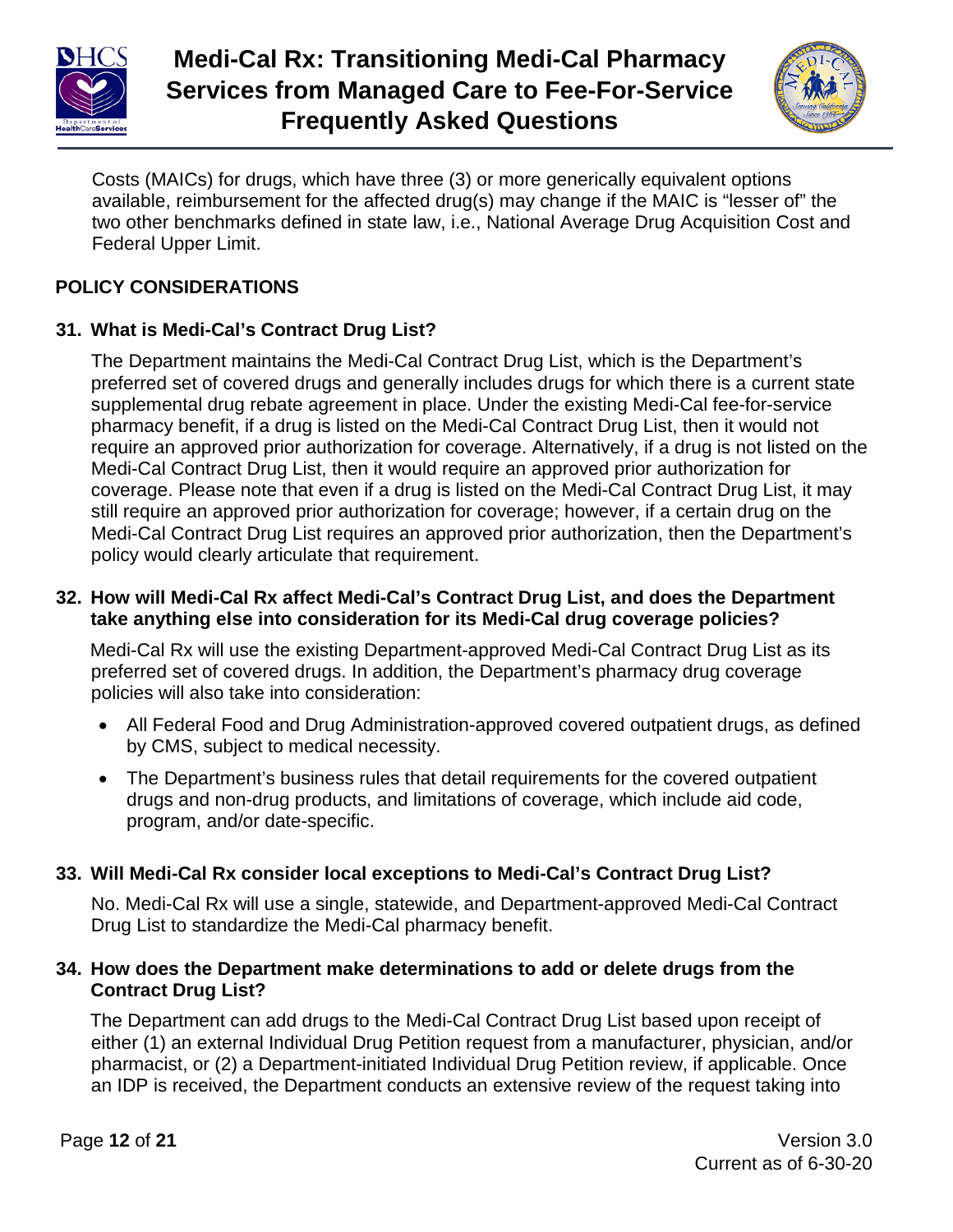Costs (MAICs) for drugs, which have three (3) or more generically equivalent options available, reimbursement for the affected drug(s) may change if the MAIC is "lesser of" the two other benchmarks defined in state law, i.e., National Average Drug Acquisition Cost and Federal Upper Limit.

## POLICY CONSIDERATIONS

### 31. What is Medi-Cal's Contract Drug List?

The Department maintains the Medi-Cal Contract Drug List, which is the Department's preferred set of covered drugs and generally includes drugs for which there is a current state supplemental drug rebate agreement in place. Under the existing Medi-Cal fee-for-service pharmacy benefit, if a drug is listed on the Medi-Cal Contract Drug List, then it would not require an approved prior authorization for coverage. Alternatively, if a drug is not listed on the Medi-Cal Contract Drug List, then it would require an approved prior authorization for coverage. Please note that even if a drug is listed on the Medi-Cal Contract Drug List, it may still require an approved prior authorization for coverage; however, if a certain drug on the Medi-Cal Contract Drug List requires an approved prior authorization, then the Department's policy would clearly articulate that requirement.

### 32. How will Medi-Cal Rx affect Medi-Cal's Contract Drug List, and does the Department take anything else into consideration for its Medi-Cal drug coverage policies?

Medi-Cal Rx will use the existing Department-approved Medi-Cal Contract Drug List as its preferred set of covered drugs. In addition, the Department's pharmacy drug coverage policies will also take into consideration:

- All Federal Food and Drug Administration-approved covered outpatient drugs, as defined by CMS, subject to medical necessity.
- The Department's business rules that detail requirements for the covered outpatient drugs and non-drug products, and limitations of coverage, which include aid code, program, and/or date-specific.

### 33. Will Medi-Cal Rx consider local exceptions to Medi-Cal's Contract Drug List?

No. Medi-Cal Rx will use a single, statewide, and Department-approved Medi-Cal Contract Drug List to standardize the Medi-Cal pharmacy benefit.

### 34. How does the Department make determinations to add or delete drugs from the Contract Drug List?

The Department can add drugs to the Medi-Cal Contract Drug List based upon receipt of either (1) an external Individual Drug Petition request from a manufacturer, physician, and/or pharmacist, or (2) a Department-initiated Individual Drug Petition review, if applicable. Once an IDP is received, the Department conducts an extensive review of the request taking into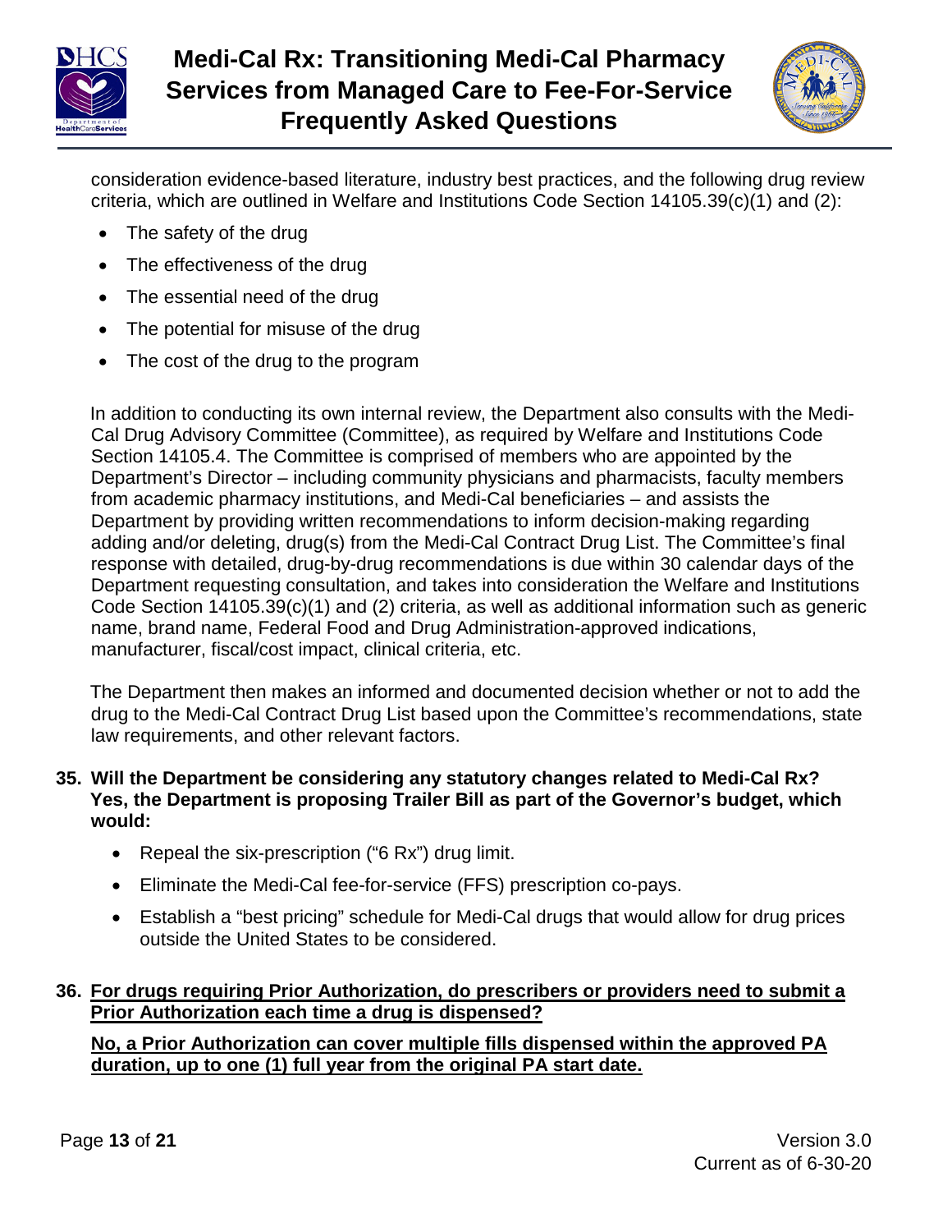consideration evidence-based literature, industry best practices, and the following drug review criteria, which are outlined in Welfare and Institutions Code Section 14105.39(c)(1) and (2):

- The safety of the drug
- The effectiveness of the drug
- The essential need of the drug
- The potential for misuse of the drug
- The cost of the drug to the program

In addition to conducting its own internal review, the Department also consults with the Medi-Cal Drug Advisory Committee (Committee), as required by Welfare and Institutions Code Section 14105.4. The Committee is comprised of members who are appointed by the Department's Director – including community physicians and pharmacists, faculty members from academic pharmacy institutions, and Medi-Cal beneficiaries – and assists the Department by providing written recommendations to inform decision-making regarding adding and/or deleting, drug(s) from the Medi-Cal Contract Drug List. The Committee's final response with detailed, drug-by-drug recommendations is due within 30 calendar days of the Department requesting consultation, and takes into consideration the Welfare and Institutions Code Section 14105.39(c)(1) and (2) criteria, as well as additional information such as generic name, brand name, Federal Food and Drug Administration-approved indications, manufacturer, fiscal/cost impact, clinical criteria, etc.

The Department then makes an informed and documented decision whether or not to add the drug to the Medi-Cal Contract Drug List based upon the Committee's recommendations, state law requirements, and other relevant factors.

**35. Will the Department be considering any statutory changes related to Medi-Cal Rx? Yes, the Department is proposing Trailer Bill as part of the Governor's budget, which would:**

- Repeal the six-prescription ("6 Rx") drug limit.
- Eliminate the Medi-Cal fee-for-service (FFS) prescription co-pays.
- Establish a "best pricing" schedule for Medi-Cal drugs that would allow for drug prices outside the United States to be considered.

**36. <u>For drugs requiring Prior Authorization, do prescribers or providers need to submit a Prior Authorization each time a drug is dispensed?</u>**

**<u>No, a Prior Authorization can cover multiple fills dispensed within the approved PA duration, up to one (1) full year from the original PA start date.</u>**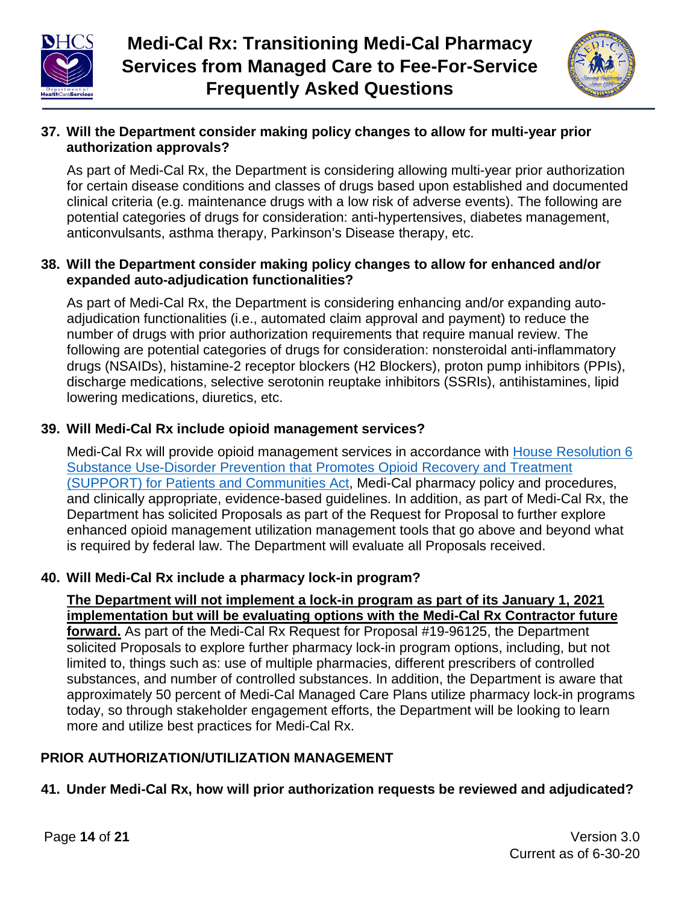**37. Will the Department consider making policy changes to allow for multi-year prior authorization approvals?**

As part of Medi-Cal Rx, the Department is considering allowing multi-year prior authorization for certain disease conditions and classes of drugs based upon established and documented clinical criteria (e.g. maintenance drugs with a low risk of adverse events). The following are potential categories of drugs for consideration: anti-hypertensives, diabetes management, anticonvulsants, asthma therapy, Parkinson's Disease therapy, etc.

**38. Will the Department consider making policy changes to allow for enhanced and/or expanded auto-adjudication functionalities?**

As part of Medi-Cal Rx, the Department is considering enhancing and/or expanding auto-adjudication functionalities (i.e., automated claim approval and payment) to reduce the number of drugs with prior authorization requirements that require manual review. The following are potential categories of drugs for consideration: nonsteroidal anti-inflammatory drugs (NSAIDs), histamine-2 receptor blockers (H2 Blockers), proton pump inhibitors (PPIs), discharge medications, selective serotonin reuptake inhibitors (SSRIs), antihistamines, lipid lowering medications, diuretics, etc.

**39. Will Medi-Cal Rx include opioid management services?**

Medi-Cal Rx will provide opioid management services in accordance with [House Resolution 6 Substance Use-Disorder Prevention that Promotes Opioid Recovery and Treatment (SUPPORT) for Patients and Communities Act](), Medi-Cal pharmacy policy and procedures, and clinically appropriate, evidence-based guidelines. In addition, as part of Medi-Cal Rx, the Department has solicited Proposals as part of the Request for Proposal to further explore enhanced opioid management utilization management tools that go above and beyond what is required by federal law. The Department will evaluate all Proposals received.

**40. Will Medi-Cal Rx include a pharmacy lock-in program?**

**<u>The Department will not implement a lock-in program as part of its January 1, 2021 implementation but will be evaluating options with the Medi-Cal Rx Contractor future forward.</u>** As part of the Medi-Cal Rx Request for Proposal #19-96125, the Department solicited Proposals to explore further pharmacy lock-in program options, including, but not limited to, things such as: use of multiple pharmacies, different prescribers of controlled substances, and number of controlled substances. In addition, the Department is aware that approximately 50 percent of Medi-Cal Managed Care Plans utilize pharmacy lock-in programs today, so through stakeholder engagement efforts, the Department will be looking to learn more and utilize best practices for Medi-Cal Rx.

## PRIOR AUTHORIZATION/UTILIZATION MANAGEMENT

**41. Under Medi-Cal Rx, how will prior authorization requests be reviewed and adjudicated?**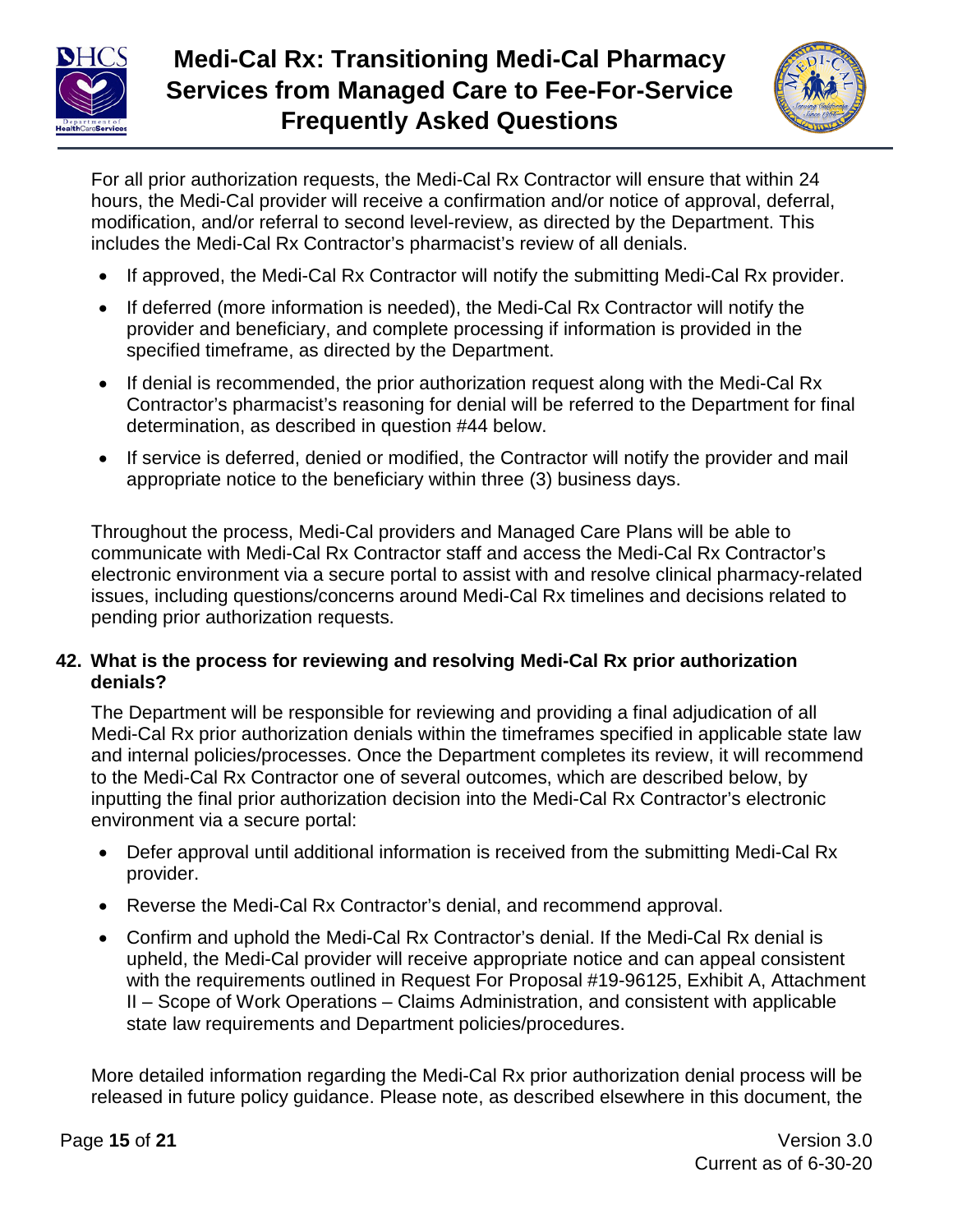For all prior authorization requests, the Medi-Cal Rx Contractor will ensure that within 24 hours, the Medi-Cal provider will receive a confirmation and/or notice of approval, deferral, modification, and/or referral to second level-review, as directed by the Department. This includes the Medi-Cal Rx Contractor's pharmacist's review of all denials.

- If approved, the Medi-Cal Rx Contractor will notify the submitting Medi-Cal Rx provider.
- If deferred (more information is needed), the Medi-Cal Rx Contractor will notify the provider and beneficiary, and complete processing if information is provided in the specified timeframe, as directed by the Department.
- If denial is recommended, the prior authorization request along with the Medi-Cal Rx Contractor's pharmacist's reasoning for denial will be referred to the Department for final determination, as described in question #44 below.
- If service is deferred, denied or modified, the Contractor will notify the provider and mail appropriate notice to the beneficiary within three (3) business days.

Throughout the process, Medi-Cal providers and Managed Care Plans will be able to communicate with Medi-Cal Rx Contractor staff and access the Medi-Cal Rx Contractor's electronic environment via a secure portal to assist with and resolve clinical pharmacy-related issues, including questions/concerns around Medi-Cal Rx timelines and decisions related to pending prior authorization requests.

**42. What is the process for reviewing and resolving Medi-Cal Rx prior authorization denials?**

The Department will be responsible for reviewing and providing a final adjudication of all Medi-Cal Rx prior authorization denials within the timeframes specified in applicable state law and internal policies/processes. Once the Department completes its review, it will recommend to the Medi-Cal Rx Contractor one of several outcomes, which are described below, by inputting the final prior authorization decision into the Medi-Cal Rx Contractor's electronic environment via a secure portal:

- Defer approval until additional information is received from the submitting Medi-Cal Rx provider.
- Reverse the Medi-Cal Rx Contractor's denial, and recommend approval.
- Confirm and uphold the Medi-Cal Rx Contractor's denial. If the Medi-Cal Rx denial is upheld, the Medi-Cal provider will receive appropriate notice and can appeal consistent with the requirements outlined in Request For Proposal #19-96125, Exhibit A, Attachment II – Scope of Work Operations – Claims Administration, and consistent with applicable state law requirements and Department policies/procedures.

More detailed information regarding the Medi-Cal Rx prior authorization denial process will be released in future policy guidance. Please note, as described elsewhere in this document, the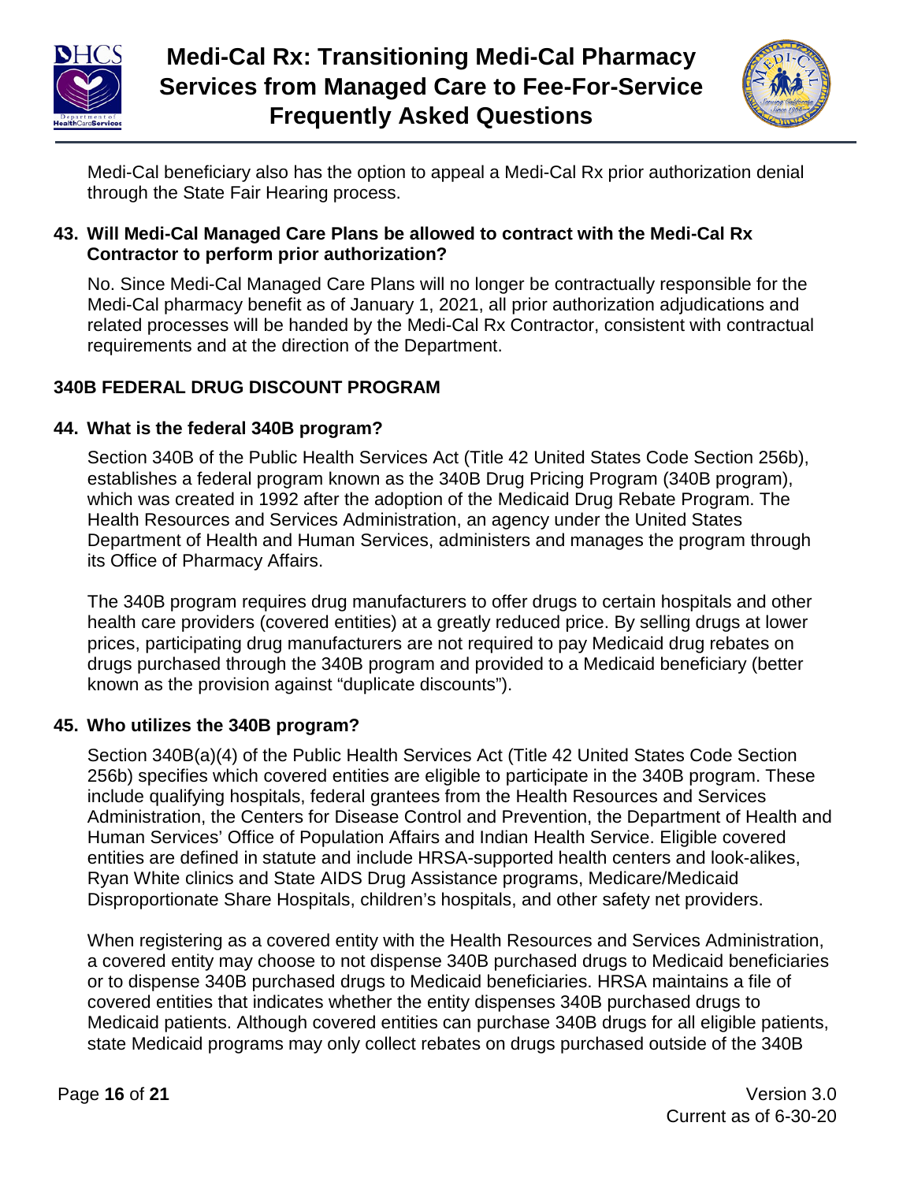Medi-Cal beneficiary also has the option to appeal a Medi-Cal Rx prior authorization denial through the State Fair Hearing process.

**43. Will Medi-Cal Managed Care Plans be allowed to contract with the Medi-Cal Rx Contractor to perform prior authorization?**

No. Since Medi-Cal Managed Care Plans will no longer be contractually responsible for the Medi-Cal pharmacy benefit as of January 1, 2021, all prior authorization adjudications and related processes will be handed by the Medi-Cal Rx Contractor, consistent with contractual requirements and at the direction of the Department.

## 340B FEDERAL DRUG DISCOUNT PROGRAM

**44. What is the federal 340B program?**

Section 340B of the Public Health Services Act (Title 42 United States Code Section 256b), establishes a federal program known as the 340B Drug Pricing Program (340B program), which was created in 1992 after the adoption of the Medicaid Drug Rebate Program. The Health Resources and Services Administration, an agency under the United States Department of Health and Human Services, administers and manages the program through its Office of Pharmacy Affairs.

The 340B program requires drug manufacturers to offer drugs to certain hospitals and other health care providers (covered entities) at a greatly reduced price. By selling drugs at lower prices, participating drug manufacturers are not required to pay Medicaid drug rebates on drugs purchased through the 340B program and provided to a Medicaid beneficiary (better known as the provision against "duplicate discounts").

**45. Who utilizes the 340B program?**

Section 340B(a)(4) of the Public Health Services Act (Title 42 United States Code Section 256b) specifies which covered entities are eligible to participate in the 340B program. These include qualifying hospitals, federal grantees from the Health Resources and Services Administration, the Centers for Disease Control and Prevention, the Department of Health and Human Services' Office of Population Affairs and Indian Health Service. Eligible covered entities are defined in statute and include HRSA-supported health centers and look-alikes, Ryan White clinics and State AIDS Drug Assistance programs, Medicare/Medicaid Disproportionate Share Hospitals, children's hospitals, and other safety net providers.

When registering as a covered entity with the Health Resources and Services Administration, a covered entity may choose to not dispense 340B purchased drugs to Medicaid beneficiaries or to dispense 340B purchased drugs to Medicaid beneficiaries. HRSA maintains a file of covered entities that indicates whether the entity dispenses 340B purchased drugs to Medicaid patients. Although covered entities can purchase 340B drugs for all eligible patients, state Medicaid programs may only collect rebates on drugs purchased outside of the 340B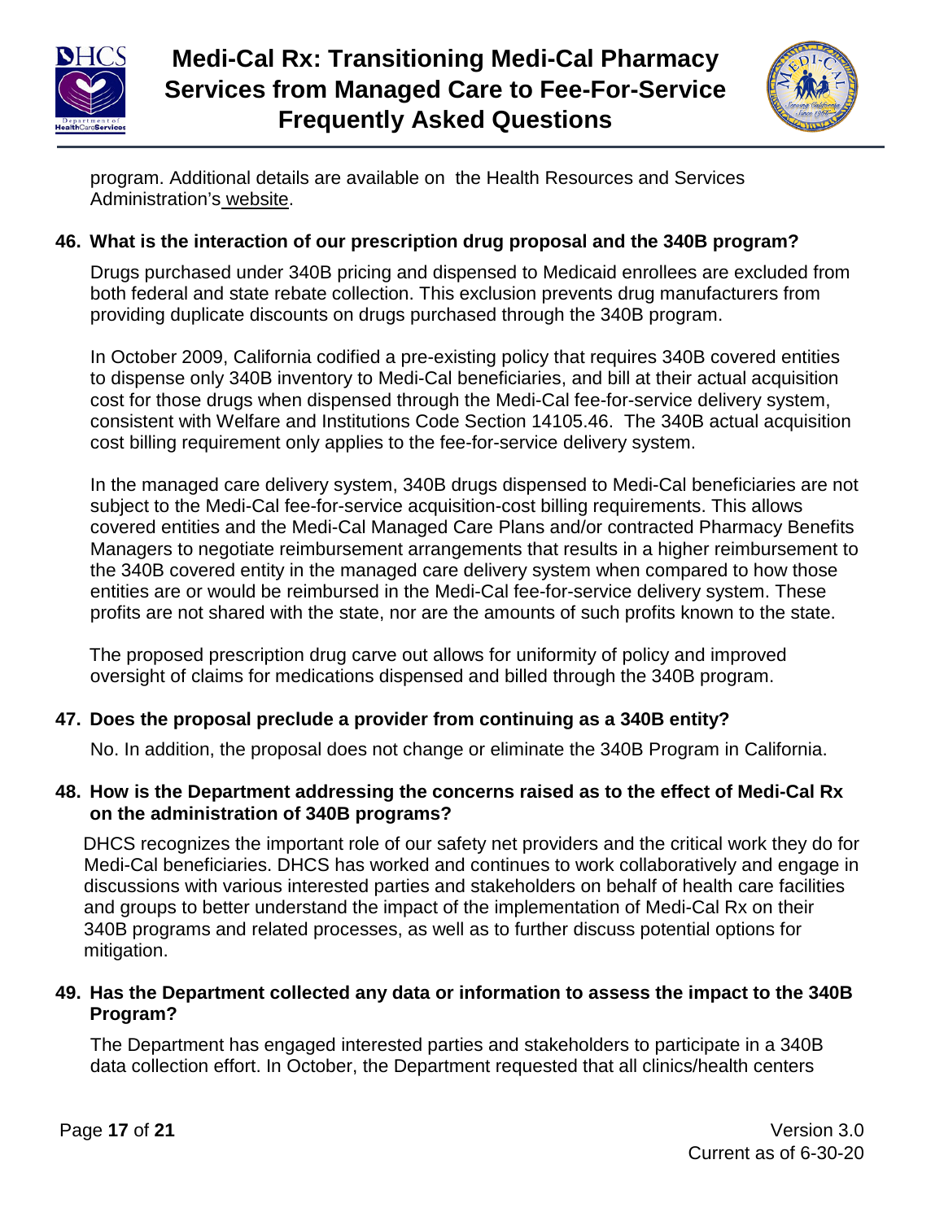program. Additional details are available on the Health Resources and Services Administration's website.

**46. What is the interaction of our prescription drug proposal and the 340B program?**

Drugs purchased under 340B pricing and dispensed to Medicaid enrollees are excluded from both federal and state rebate collection. This exclusion prevents drug manufacturers from providing duplicate discounts on drugs purchased through the 340B program.

In October 2009, California codified a pre-existing policy that requires 340B covered entities to dispense only 340B inventory to Medi-Cal beneficiaries, and bill at their actual acquisition cost for those drugs when dispensed through the Medi-Cal fee-for-service delivery system, consistent with Welfare and Institutions Code Section 14105.46. The 340B actual acquisition cost billing requirement only applies to the fee-for-service delivery system.

In the managed care delivery system, 340B drugs dispensed to Medi-Cal beneficiaries are not subject to the Medi-Cal fee-for-service acquisition-cost billing requirements. This allows covered entities and the Medi-Cal Managed Care Plans and/or contracted Pharmacy Benefits Managers to negotiate reimbursement arrangements that results in a higher reimbursement to the 340B covered entity in the managed care delivery system when compared to how those entities are or would be reimbursed in the Medi-Cal fee-for-service delivery system. These profits are not shared with the state, nor are the amounts of such profits known to the state.

The proposed prescription drug carve out allows for uniformity of policy and improved oversight of claims for medications dispensed and billed through the 340B program.

**47. Does the proposal preclude a provider from continuing as a 340B entity?**

No. In addition, the proposal does not change or eliminate the 340B Program in California.

**48. How is the Department addressing the concerns raised as to the effect of Medi-Cal Rx on the administration of 340B programs?**

DHCS recognizes the important role of our safety net providers and the critical work they do for Medi-Cal beneficiaries. DHCS has worked and continues to work collaboratively and engage in discussions with various interested parties and stakeholders on behalf of health care facilities and groups to better understand the impact of the implementation of Medi-Cal Rx on their 340B programs and related processes, as well as to further discuss potential options for mitigation.

**49. Has the Department collected any data or information to assess the impact to the 340B Program?**

The Department has engaged interested parties and stakeholders to participate in a 340B data collection effort. In October, the Department requested that all clinics/health centers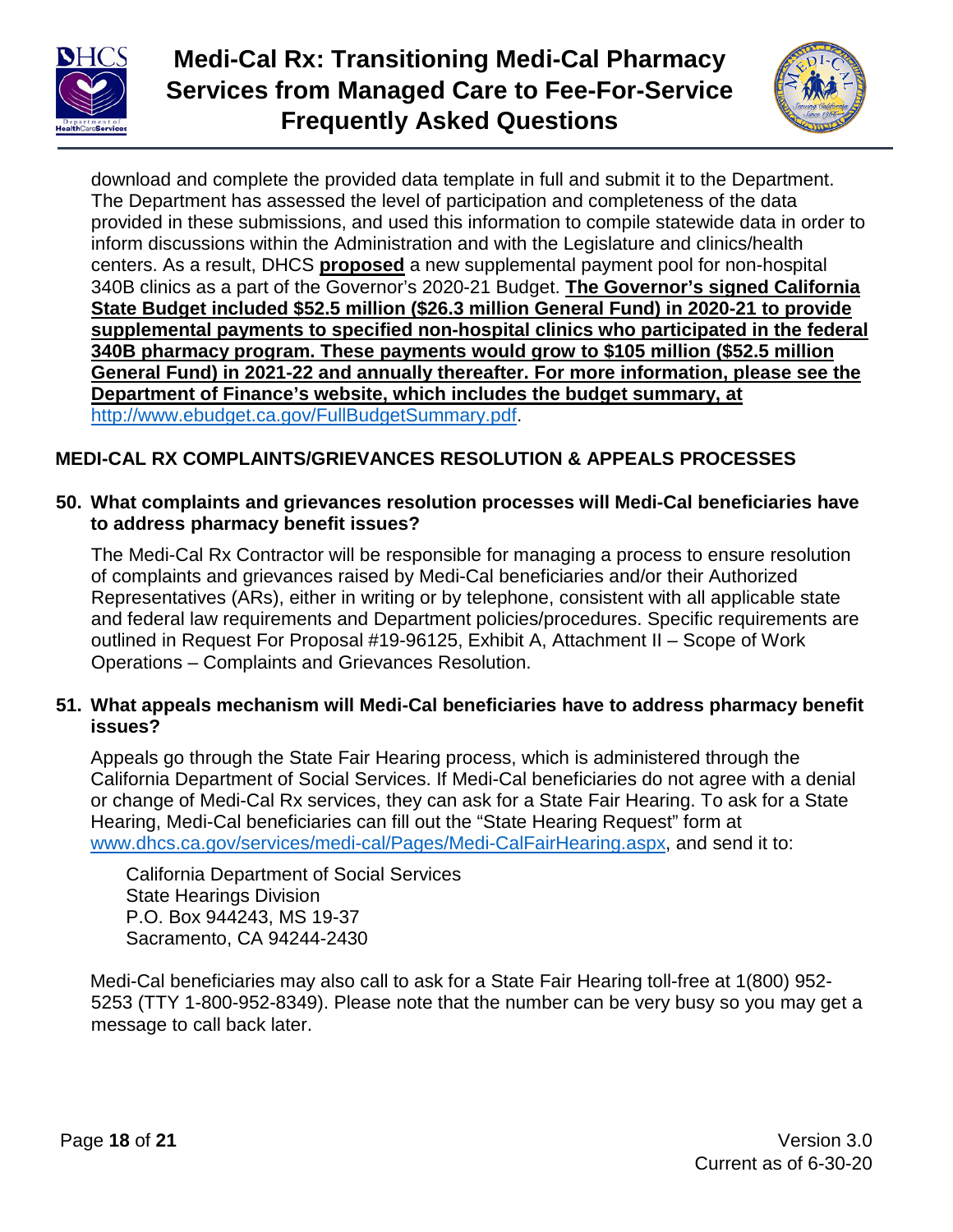download and complete the provided data template in full and submit it to the Department. The Department has assessed the level of participation and completeness of the data provided in these submissions, and used this information to compile statewide data in order to inform discussions within the Administration and with the Legislature and clinics/health centers. As a result, DHCS **proposed** a new supplemental payment pool for non-hospital 340B clinics as a part of the Governor's 2020-21 Budget. **The Governor's signed California State Budget included $52.5 million ($26.3 million General Fund) in 2020-21 to provide supplemental payments to specified non-hospital clinics who participated in the federal 340B pharmacy program. These payments would grow to $105 million ($52.5 million General Fund) in 2021-22 and annually thereafter. For more information, please see the Department of Finance's website, which includes the budget summary, at** http://www.ebudget.ca.gov/FullBudgetSummary.pdf.

## MEDI-CAL RX COMPLAINTS/GRIEVANCES RESOLUTION & APPEALS PROCESSES

**50. What complaints and grievances resolution processes will Medi-Cal beneficiaries have to address pharmacy benefit issues?**

The Medi-Cal Rx Contractor will be responsible for managing a process to ensure resolution of complaints and grievances raised by Medi-Cal beneficiaries and/or their Authorized Representatives (ARs), either in writing or by telephone, consistent with all applicable state and federal law requirements and Department policies/procedures. Specific requirements are outlined in Request For Proposal #19-96125, Exhibit A, Attachment II – Scope of Work Operations – Complaints and Grievances Resolution.

**51. What appeals mechanism will Medi-Cal beneficiaries have to address pharmacy benefit issues?**

Appeals go through the State Fair Hearing process, which is administered through the California Department of Social Services. If Medi-Cal beneficiaries do not agree with a denial or change of Medi-Cal Rx services, they can ask for a State Fair Hearing. To ask for a State Hearing, Medi-Cal beneficiaries can fill out the "State Hearing Request" form at www.dhcs.ca.gov/services/medi-cal/Pages/Medi-CalFairHearing.aspx, and send it to:

California Department of Social Services
State Hearings Division
P.O. Box 944243, MS 19-37
Sacramento, CA 94244-2430

Medi-Cal beneficiaries may also call to ask for a State Fair Hearing toll-free at 1(800) 952-5253 (TTY 1-800-952-8349). Please note that the number can be very busy so you may get a message to call back later.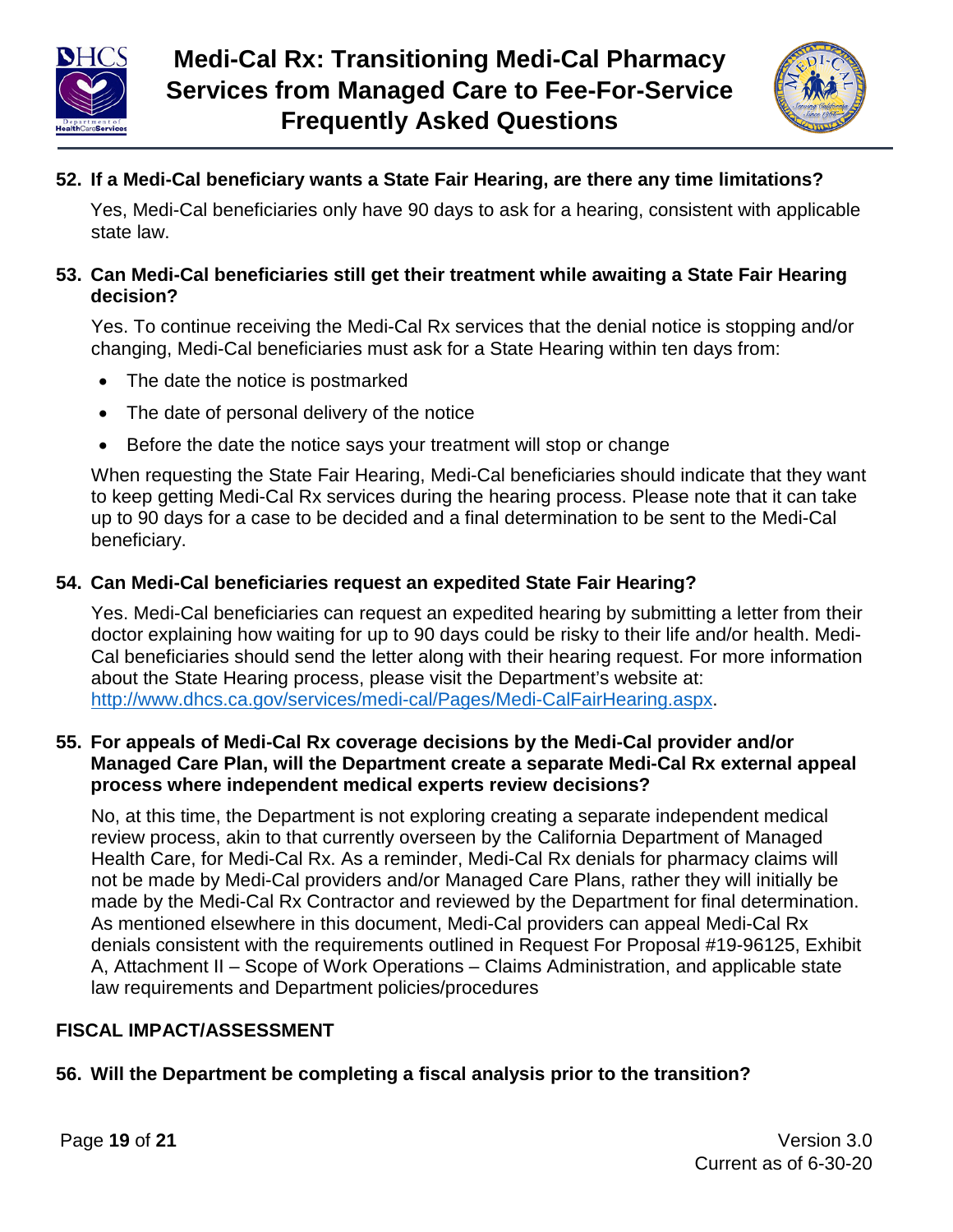**52. If a Medi-Cal beneficiary wants a State Fair Hearing, are there any time limitations?**

Yes, Medi-Cal beneficiaries only have 90 days to ask for a hearing, consistent with applicable state law.

**53. Can Medi-Cal beneficiaries still get their treatment while awaiting a State Fair Hearing decision?**

Yes. To continue receiving the Medi-Cal Rx services that the denial notice is stopping and/or changing, Medi-Cal beneficiaries must ask for a State Hearing within ten days from:

- The date the notice is postmarked
- The date of personal delivery of the notice
- Before the date the notice says your treatment will stop or change

When requesting the State Fair Hearing, Medi-Cal beneficiaries should indicate that they want to keep getting Medi-Cal Rx services during the hearing process. Please note that it can take up to 90 days for a case to be decided and a final determination to be sent to the Medi-Cal beneficiary.

**54. Can Medi-Cal beneficiaries request an expedited State Fair Hearing?**

Yes. Medi-Cal beneficiaries can request an expedited hearing by submitting a letter from their doctor explaining how waiting for up to 90 days could be risky to their life and/or health. Medi-Cal beneficiaries should send the letter along with their hearing request. For more information about the State Hearing process, please visit the Department's website at: [http://www.dhcs.ca.gov/services/medi-cal/Pages/Medi-CalFairHearing.aspx](http://www.dhcs.ca.gov/services/medi-cal/Pages/Medi-CalFairHearing.aspx).

**55. For appeals of Medi-Cal Rx coverage decisions by the Medi-Cal provider and/or Managed Care Plan, will the Department create a separate Medi-Cal Rx external appeal process where independent medical experts review decisions?**

No, at this time, the Department is not exploring creating a separate independent medical review process, akin to that currently overseen by the California Department of Managed Health Care, for Medi-Cal Rx. As a reminder, Medi-Cal Rx denials for pharmacy claims will not be made by Medi-Cal providers and/or Managed Care Plans, rather they will initially be made by the Medi-Cal Rx Contractor and reviewed by the Department for final determination. As mentioned elsewhere in this document, Medi-Cal providers can appeal Medi-Cal Rx denials consistent with the requirements outlined in Request For Proposal #19-96125, Exhibit A, Attachment II – Scope of Work Operations – Claims Administration, and applicable state law requirements and Department policies/procedures

## FISCAL IMPACT/ASSESSMENT

**56. Will the Department be completing a fiscal analysis prior to the transition?**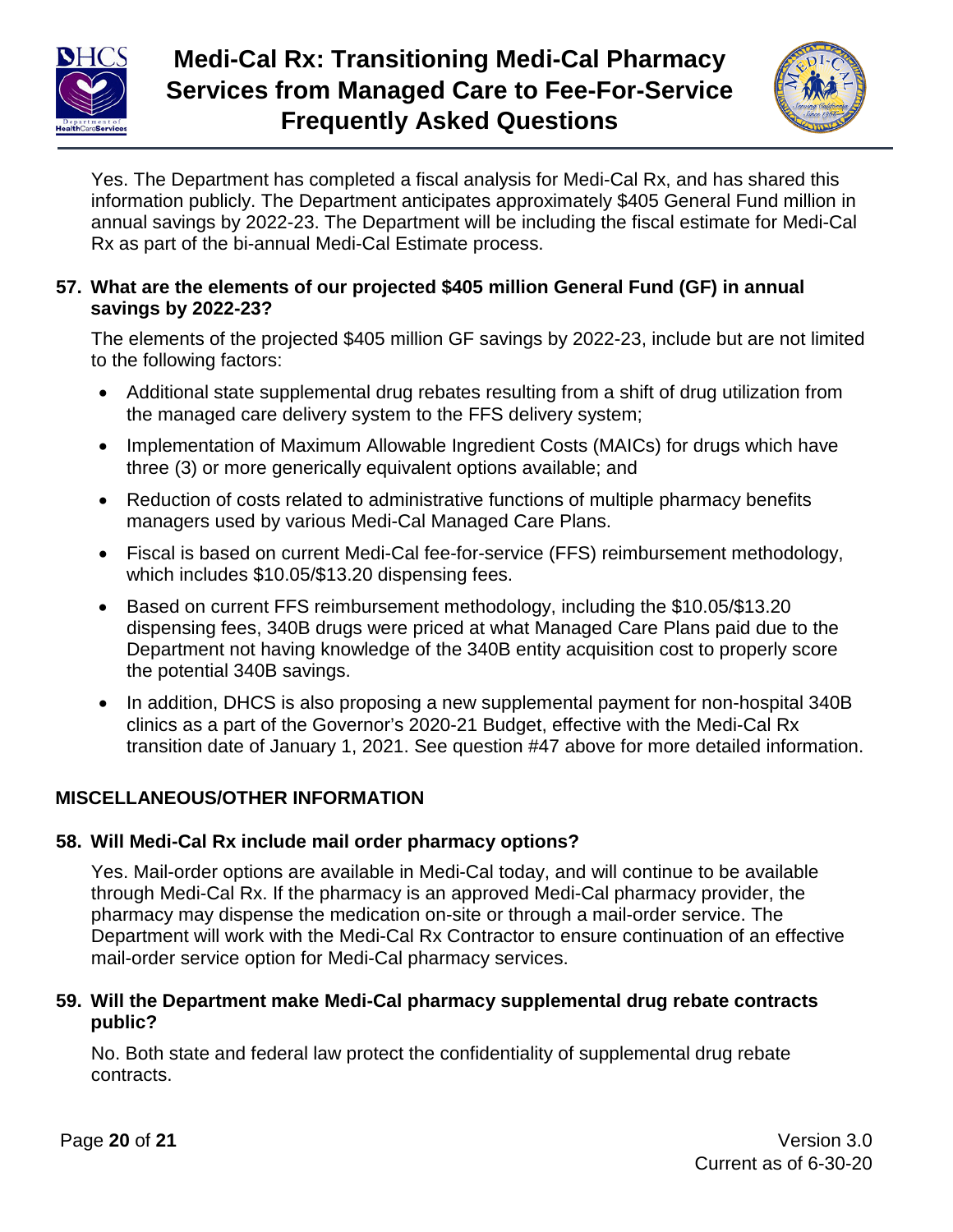Yes. The Department has completed a fiscal analysis for Medi-Cal Rx, and has shared this information publicly. The Department anticipates approximately $405 General Fund million in annual savings by 2022-23. The Department will be including the fiscal estimate for Medi-Cal Rx as part of the bi-annual Medi-Cal Estimate process.

**57. What are the elements of our projected $405 million General Fund (GF) in annual savings by 2022-23?**

The elements of the projected $405 million GF savings by 2022-23, include but are not limited to the following factors:

- Additional state supplemental drug rebates resulting from a shift of drug utilization from the managed care delivery system to the FFS delivery system;
- Implementation of Maximum Allowable Ingredient Costs (MAICs) for drugs which have three (3) or more generically equivalent options available; and
- Reduction of costs related to administrative functions of multiple pharmacy benefits managers used by various Medi-Cal Managed Care Plans.
- Fiscal is based on current Medi-Cal fee-for-service (FFS) reimbursement methodology, which includes $10.05/$13.20 dispensing fees.
- Based on current FFS reimbursement methodology, including the $10.05/$13.20 dispensing fees, 340B drugs were priced at what Managed Care Plans paid due to the Department not having knowledge of the 340B entity acquisition cost to properly score the potential 340B savings.
- In addition, DHCS is also proposing a new supplemental payment for non-hospital 340B clinics as a part of the Governor's 2020-21 Budget, effective with the Medi-Cal Rx transition date of January 1, 2021. See question #47 above for more detailed information.

## MISCELLANEOUS/OTHER INFORMATION

**58. Will Medi-Cal Rx include mail order pharmacy options?**

Yes. Mail-order options are available in Medi-Cal today, and will continue to be available through Medi-Cal Rx. If the pharmacy is an approved Medi-Cal pharmacy provider, the pharmacy may dispense the medication on-site or through a mail-order service. The Department will work with the Medi-Cal Rx Contractor to ensure continuation of an effective mail-order service option for Medi-Cal pharmacy services.

**59. Will the Department make Medi-Cal pharmacy supplemental drug rebate contracts public?**

No. Both state and federal law protect the confidentiality of supplemental drug rebate contracts.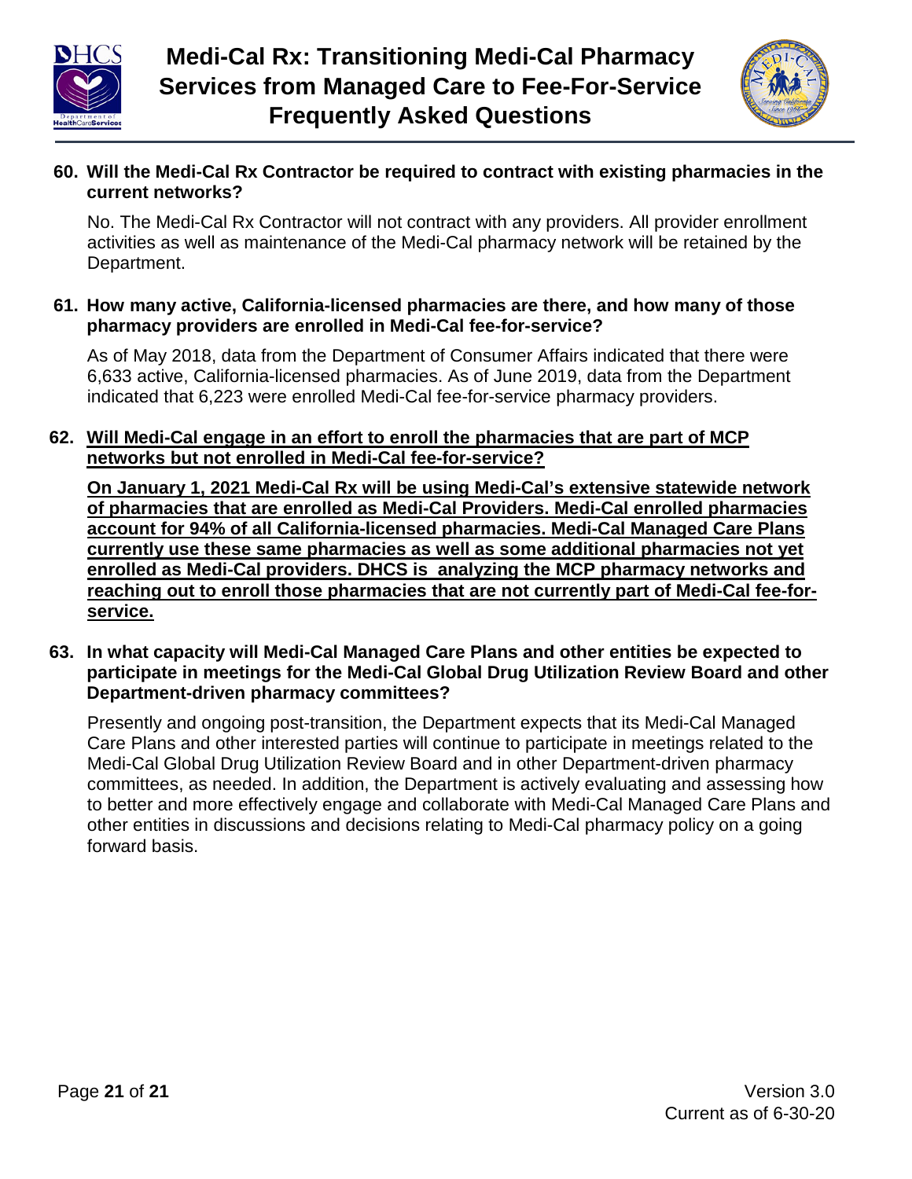**60. Will the Medi-Cal Rx Contractor be required to contract with existing pharmacies in the current networks?**

No. The Medi-Cal Rx Contractor will not contract with any providers. All provider enrollment activities as well as maintenance of the Medi-Cal pharmacy network will be retained by the Department.

**61. How many active, California-licensed pharmacies are there, and how many of those pharmacy providers are enrolled in Medi-Cal fee-for-service?**

As of May 2018, data from the Department of Consumer Affairs indicated that there were 6,633 active, California-licensed pharmacies. As of June 2019, data from the Department indicated that 6,223 were enrolled Medi-Cal fee-for-service pharmacy providers.

**62. Will Medi-Cal engage in an effort to enroll the pharmacies that are part of MCP networks but not enrolled in Medi-Cal fee-for-service?**

**On January 1, 2021 Medi-Cal Rx will be using Medi-Cal's extensive statewide network of pharmacies that are enrolled as Medi-Cal Providers. Medi-Cal enrolled pharmacies account for 94% of all California-licensed pharmacies. Medi-Cal Managed Care Plans currently use these same pharmacies as well as some additional pharmacies not yet enrolled as Medi-Cal providers. DHCS is analyzing the MCP pharmacy networks and reaching out to enroll those pharmacies that are not currently part of Medi-Cal fee-for-service.**

**63. In what capacity will Medi-Cal Managed Care Plans and other entities be expected to participate in meetings for the Medi-Cal Global Drug Utilization Review Board and other Department-driven pharmacy committees?**

Presently and ongoing post-transition, the Department expects that its Medi-Cal Managed Care Plans and other interested parties will continue to participate in meetings related to the Medi-Cal Global Drug Utilization Review Board and in other Department-driven pharmacy committees, as needed. In addition, the Department is actively evaluating and assessing how to better and more effectively engage and collaborate with Medi-Cal Managed Care Plans and other entities in discussions and decisions relating to Medi-Cal pharmacy policy on a going forward basis.